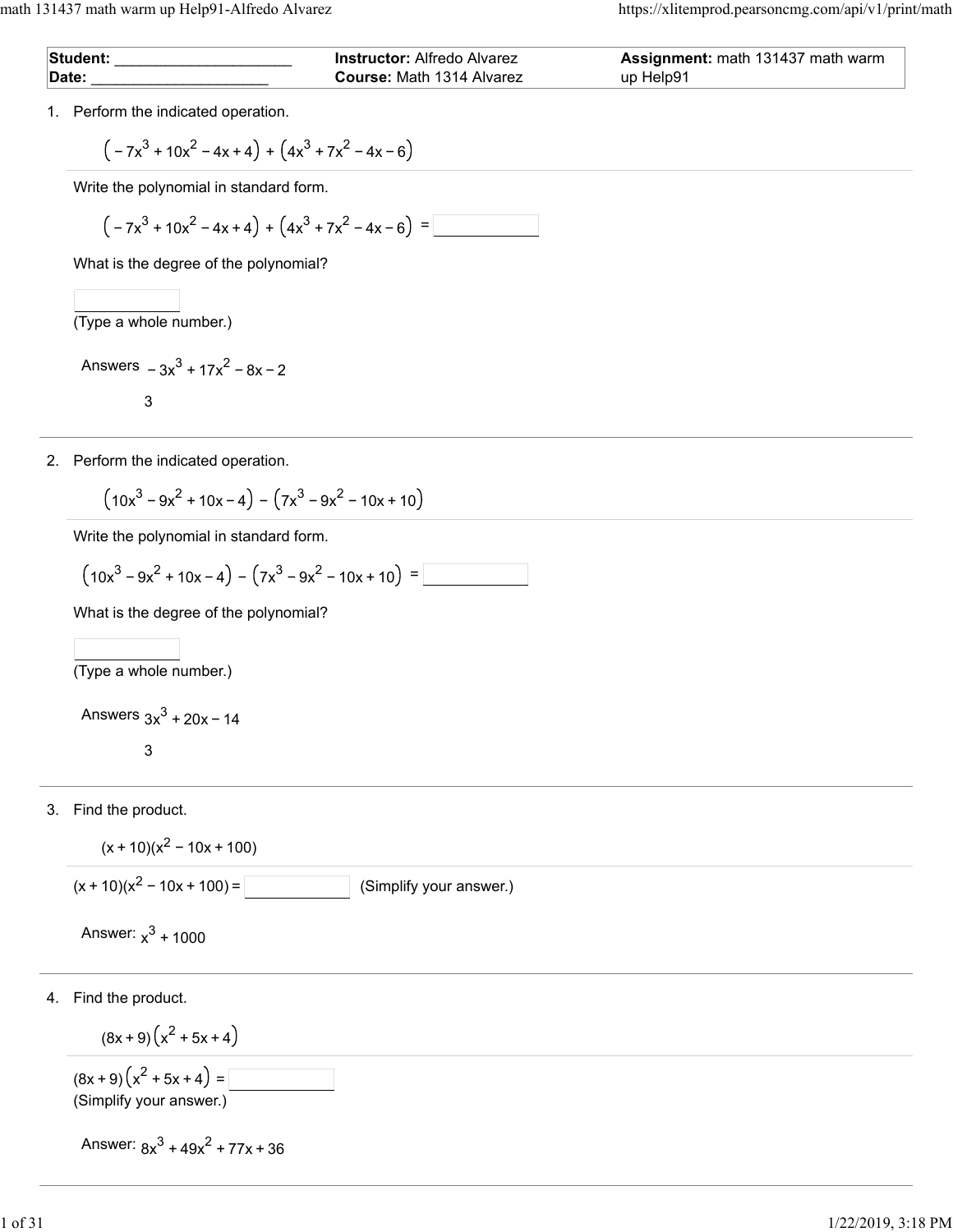| **Student:** ____________________ | **Instructor:** Alfredo Alvarez | **Assignment:** math 131437 math warm up Help91 |
| --- | --- | --- |
| **Date:** ____________________ | **Course:** Math 1314 Alvarez | |

1. Perform the indicated operation.

$$\left(-7x^3+10x^2-4x+4\right)+\left(4x^3+7x^2-4x-6\right)$$

Write the polynomial in standard form.

$\left(-7x^3+10x^2-4x+4\right)+\left(4x^3+7x^2-4x-6\right) =$ ____________

What is the degree of the polynomial?

____________
(Type a whole number.)

Answers $-3x^3+17x^2-8x-2$

3

---

2. Perform the indicated operation.

$$\left(10x^3-9x^2+10x-4\right)-\left(7x^3-9x^2-10x+10\right)$$

Write the polynomial in standard form.

$\left(10x^3-9x^2+10x-4\right)-\left(7x^3-9x^2-10x+10\right) =$ ____________

What is the degree of the polynomial?

____________
(Type a whole number.)

Answers $3x^3+20x-14$

3

---

3. Find the product.

$$(x+10)(x^2-10x+100)$$

$(x+10)(x^2-10x+100) =$ ____________ (Simplify your answer.)

Answer: $x^3+1000$

---

4. Find the product.

$$(8x+9)\left(x^2+5x+4\right)$$

$(8x+9)\left(x^2+5x+4\right) =$ ____________
(Simplify your answer.)

Answer: $8x^3+49x^2+77x+36$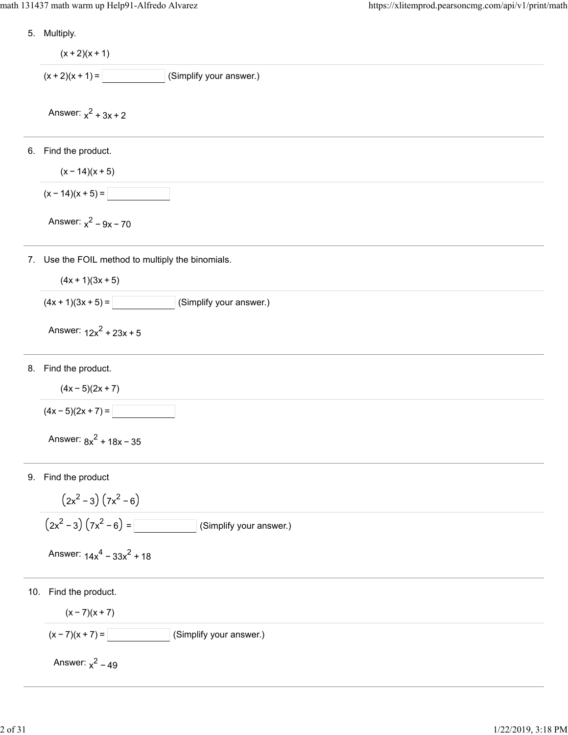5. Multiply.

   $(x+2)(x+1)$

   $(x+2)(x+1) =$ ______ (Simplify your answer.)

   Answer: $x^2 + 3x + 2$

---

6. Find the product.

   $(x-14)(x+5)$

   $(x-14)(x+5) =$ ______

   Answer: $x^2 - 9x - 70$

---

7. Use the FOIL method to multiply the binomials.

   $(4x+1)(3x+5)$

   $(4x+1)(3x+5) =$ ______ (Simplify your answer.)

   Answer: $12x^2 + 23x + 5$

---

8. Find the product.

   $(4x-5)(2x+7)$

   $(4x-5)(2x+7) =$ ______

   Answer: $8x^2 + 18x - 35$

---

9. Find the product

   $\left(2x^2-3\right)\left(7x^2-6\right)$

   $\left(2x^2-3\right)\left(7x^2-6\right) =$ ______ (Simplify your answer.)

   Answer: $14x^4 - 33x^2 + 18$

---

10. Find the product.

    $(x-7)(x+7)$

    $(x-7)(x+7) =$ ______ (Simplify your answer.)

    Answer: $x^2 - 49$

---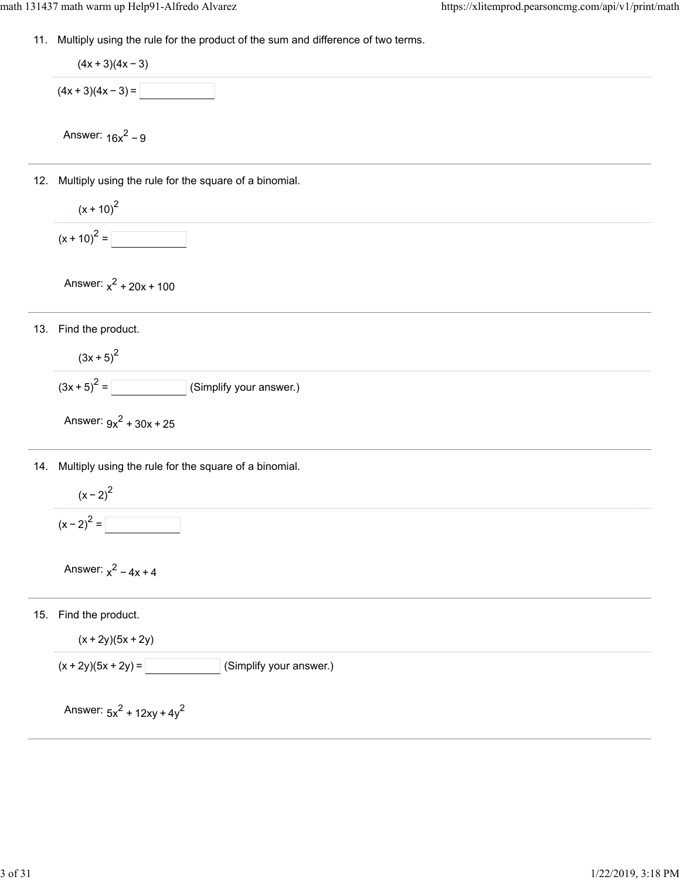11. Multiply using the rule for the product of the sum and difference of two terms.

$$(4x + 3)(4x - 3)$$

$(4x + 3)(4x - 3) =$ ______

Answer: $16x^2 - 9$

---

12. Multiply using the rule for the square of a binomial.

$$(x + 10)^2$$

$(x + 10)^2 =$ ______

Answer: $x^2 + 20x + 100$

---

13. Find the product.

$$(3x + 5)^2$$

$(3x + 5)^2 =$ ______ (Simplify your answer.)

Answer: $9x^2 + 30x + 25$

---

14. Multiply using the rule for the square of a binomial.

$$(x - 2)^2$$

$(x - 2)^2 =$ ______

Answer: $x^2 - 4x + 4$

---

15. Find the product.

$$(x + 2y)(5x + 2y)$$

$(x + 2y)(5x + 2y) =$ ______ (Simplify your answer.)

Answer: $5x^2 + 12xy + 4y^2$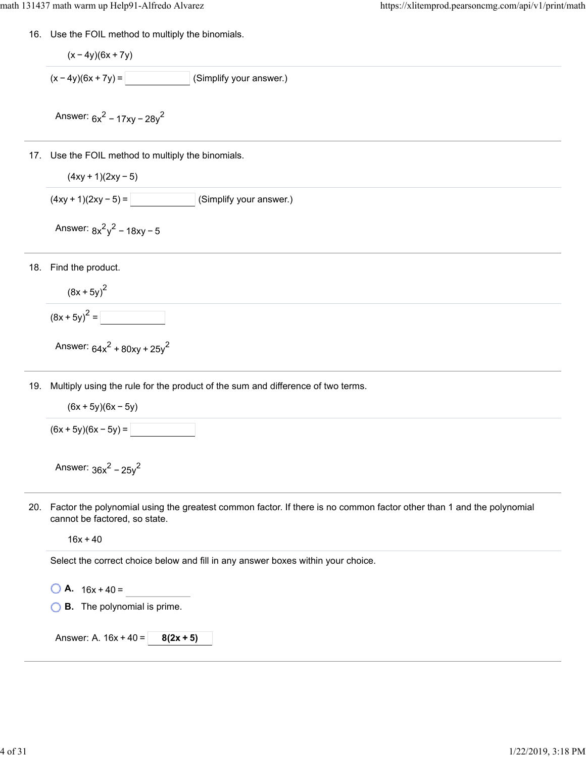16. Use the FOIL method to multiply the binomials.

    $(x - 4y)(6x + 7y)$

    $(x - 4y)(6x + 7y) =$ ______ (Simplify your answer.)

    Answer: $6x^2 - 17xy - 28y^2$

---

17. Use the FOIL method to multiply the binomials.

    $(4xy + 1)(2xy - 5)$

    $(4xy + 1)(2xy - 5) =$ ______ (Simplify your answer.)

    Answer: $8x^2y^2 - 18xy - 5$

---

18. Find the product.

    $(8x + 5y)^2$

    $(8x + 5y)^2 =$ ______

    Answer: $64x^2 + 80xy + 25y^2$

---

19. Multiply using the rule for the product of the sum and difference of two terms.

    $(6x + 5y)(6x - 5y)$

    $(6x + 5y)(6x - 5y) =$ ______

    Answer: $36x^2 - 25y^2$

---

20. Factor the polynomial using the greatest common factor. If there is no common factor other than 1 and the polynomial cannot be factored, so state.

    $16x + 40$

    Select the correct choice below and fill in any answer boxes within your choice.

    - **A.** $16x + 40 =$ ______
    - **B.** The polynomial is prime.

    Answer: A. $16x + 40 =$ **$8(2x + 5)$**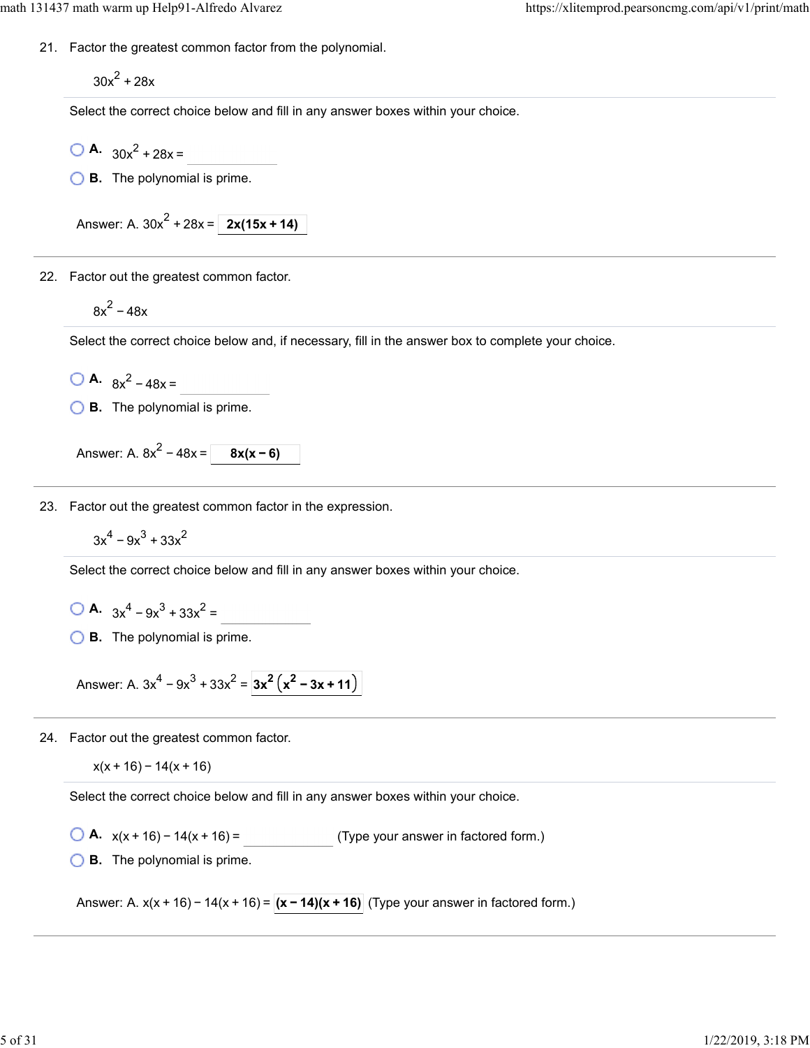21. Factor the greatest common factor from the polynomial.

$30x^2 + 28x$

Select the correct choice below and fill in any answer boxes within your choice.

- A. $30x^2 + 28x =$ ________
- B. The polynomial is prime.

Answer: A. $30x^2 + 28x =$ **$2x(15x + 14)$**

---

22. Factor out the greatest common factor.

$8x^2 - 48x$

Select the correct choice below and, if necessary, fill in the answer box to complete your choice.

- A. $8x^2 - 48x =$ ________
- B. The polynomial is prime.

Answer: A. $8x^2 - 48x =$ **$8x(x - 6)$**

---

23. Factor out the greatest common factor in the expression.

$3x^4 - 9x^3 + 33x^2$

Select the correct choice below and fill in any answer boxes within your choice.

- A. $3x^4 - 9x^3 + 33x^2 =$ ________
- B. The polynomial is prime.

Answer: A. $3x^4 - 9x^3 + 33x^2 =$ **$3x^2\left(x^2 - 3x + 11\right)$**

---

24. Factor out the greatest common factor.

$x(x + 16) - 14(x + 16)$

Select the correct choice below and fill in any answer boxes within your choice.

- A. $x(x + 16) - 14(x + 16) =$ ________ (Type your answer in factored form.)
- B. The polynomial is prime.

Answer: A. $x(x + 16) - 14(x + 16) =$ **$(x - 14)(x + 16)$** (Type your answer in factored form.)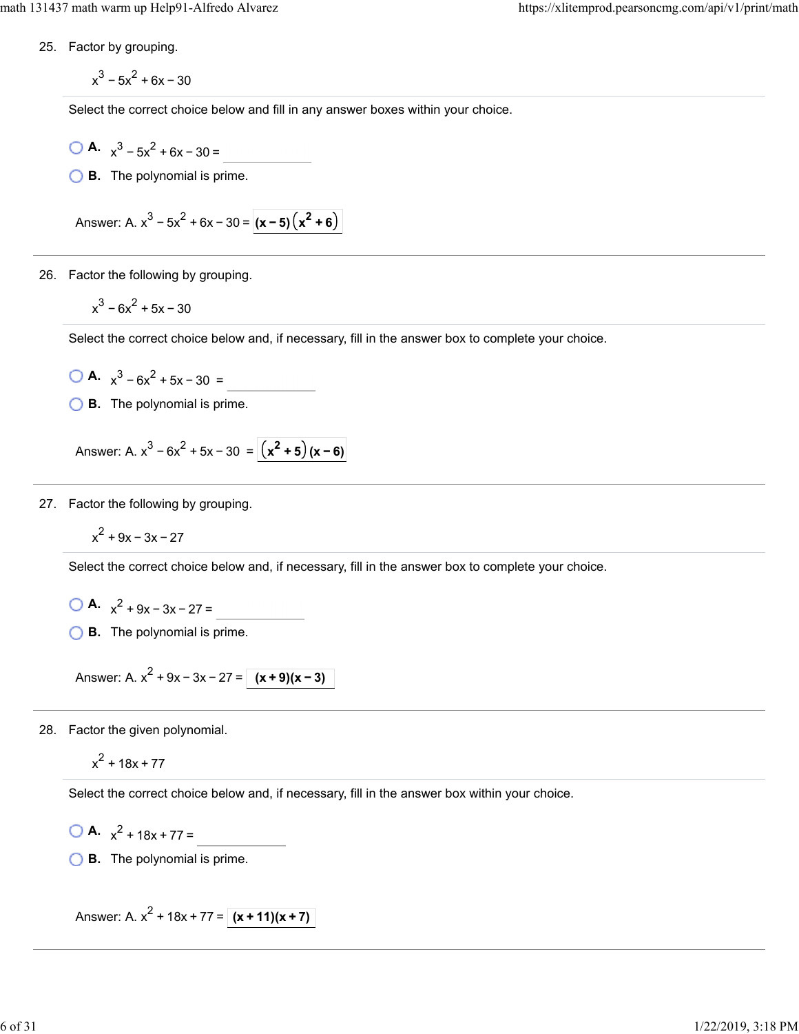25. Factor by grouping.

$$x^3 - 5x^2 + 6x - 30$$

Select the correct choice below and fill in any answer boxes within your choice.

A. $x^3 - 5x^2 + 6x - 30 =$ ____________

B. The polynomial is prime.

Answer: A. $x^3 - 5x^2 + 6x - 30 =$ $\mathbf{(x-5)\left(x^2+6\right)}$

---

26. Factor the following by grouping.

$$x^3 - 6x^2 + 5x - 30$$

Select the correct choice below and, if necessary, fill in the answer box to complete your choice.

A. $x^3 - 6x^2 + 5x - 30 =$ ____________

B. The polynomial is prime.

Answer: A. $x^3 - 6x^2 + 5x - 30 =$ $\mathbf{\left(x^2+5\right)(x-6)}$

---

27. Factor the following by grouping.

$$x^2 + 9x - 3x - 27$$

Select the correct choice below and, if necessary, fill in the answer box to complete your choice.

A. $x^2 + 9x - 3x - 27 =$ ____________

B. The polynomial is prime.

Answer: A. $x^2 + 9x - 3x - 27 =$ $\mathbf{(x+9)(x-3)}$

---

28. Factor the given polynomial.

$$x^2 + 18x + 77$$

Select the correct choice below and, if necessary, fill in the answer box within your choice.

A. $x^2 + 18x + 77 =$ ____________

B. The polynomial is prime.

Answer: A. $x^2 + 18x + 77 =$ $\mathbf{(x+11)(x+7)}$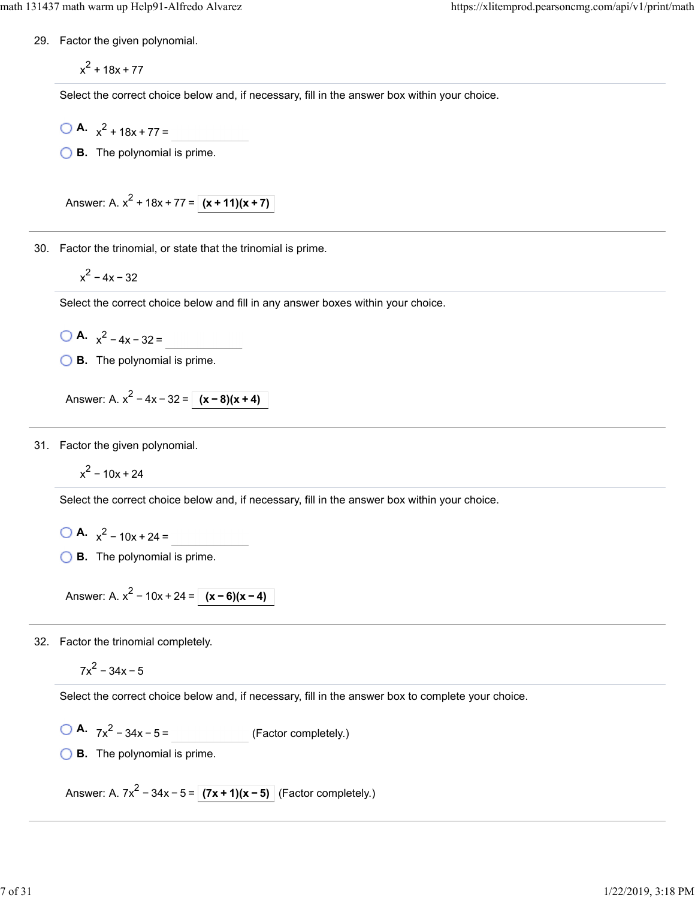29. Factor the given polynomial.

$x^2 + 18x + 77$

Select the correct choice below and, if necessary, fill in the answer box within your choice.

- A. $x^2 + 18x + 77 =$ \_\_\_\_\_\_\_\_\_\_
- B. The polynomial is prime.

Answer: A. $x^2 + 18x + 77 =$ **$(x + 11)(x + 7)$**

---

30. Factor the trinomial, or state that the trinomial is prime.

$x^2 - 4x - 32$

Select the correct choice below and fill in any answer boxes within your choice.

- A. $x^2 - 4x - 32 =$ \_\_\_\_\_\_\_\_\_\_
- B. The polynomial is prime.

Answer: A. $x^2 - 4x - 32 =$ **$(x - 8)(x + 4)$**

---

31. Factor the given polynomial.

$x^2 - 10x + 24$

Select the correct choice below and, if necessary, fill in the answer box within your choice.

- A. $x^2 - 10x + 24 =$ \_\_\_\_\_\_\_\_\_\_
- B. The polynomial is prime.

Answer: A. $x^2 - 10x + 24 =$ **$(x - 6)(x - 4)$**

---

32. Factor the trinomial completely.

$7x^2 - 34x - 5$

Select the correct choice below and, if necessary, fill in the answer box to complete your choice.

- A. $7x^2 - 34x - 5 =$ \_\_\_\_\_\_\_\_\_\_ (Factor completely.)
- B. The polynomial is prime.

Answer: A. $7x^2 - 34x - 5 =$ **$(7x + 1)(x - 5)$** (Factor completely.)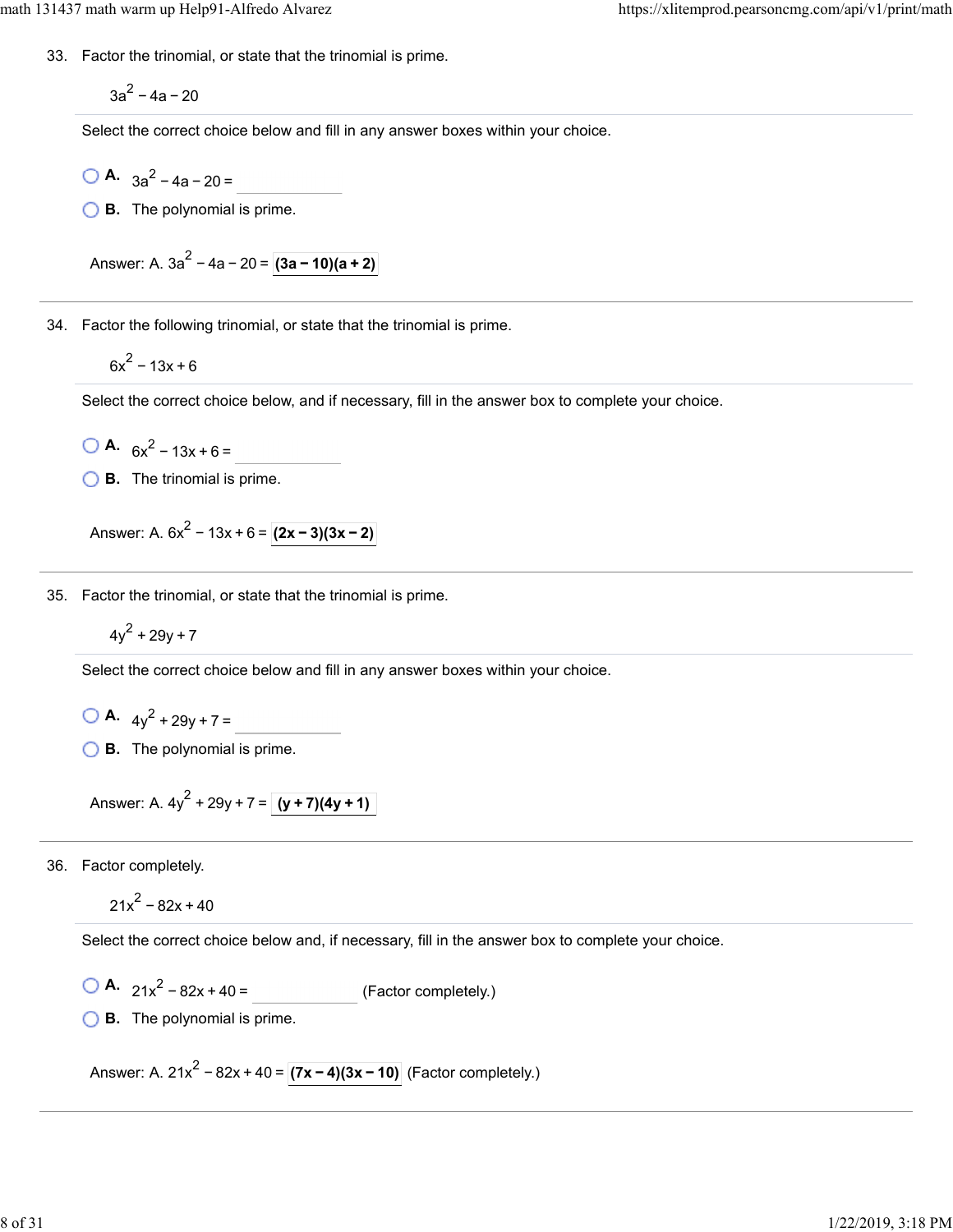33. Factor the trinomial, or state that the trinomial is prime.

$$3a^2 - 4a - 20$$

Select the correct choice below and fill in any answer boxes within your choice.

- A. $3a^2 - 4a - 20 =$ ______
- B. The polynomial is prime.

Answer: A. $3a^2 - 4a - 20 =$ **$(3a - 10)(a + 2)$**

---

34. Factor the following trinomial, or state that the trinomial is prime.

$$6x^2 - 13x + 6$$

Select the correct choice below, and if necessary, fill in the answer box to complete your choice.

- A. $6x^2 - 13x + 6 =$ ______
- B. The trinomial is prime.

Answer: A. $6x^2 - 13x + 6 =$ **$(2x - 3)(3x - 2)$**

---

35. Factor the trinomial, or state that the trinomial is prime.

$$4y^2 + 29y + 7$$

Select the correct choice below and fill in any answer boxes within your choice.

- A. $4y^2 + 29y + 7 =$ ______
- B. The polynomial is prime.

Answer: A. $4y^2 + 29y + 7 =$ **$(y + 7)(4y + 1)$**

---

36. Factor completely.

$$21x^2 - 82x + 40$$

Select the correct choice below and, if necessary, fill in the answer box to complete your choice.

- A. $21x^2 - 82x + 40 =$ ______ (Factor completely.)
- B. The polynomial is prime.

Answer: A. $21x^2 - 82x + 40 =$ **$(7x - 4)(3x - 10)$** (Factor completely.)

---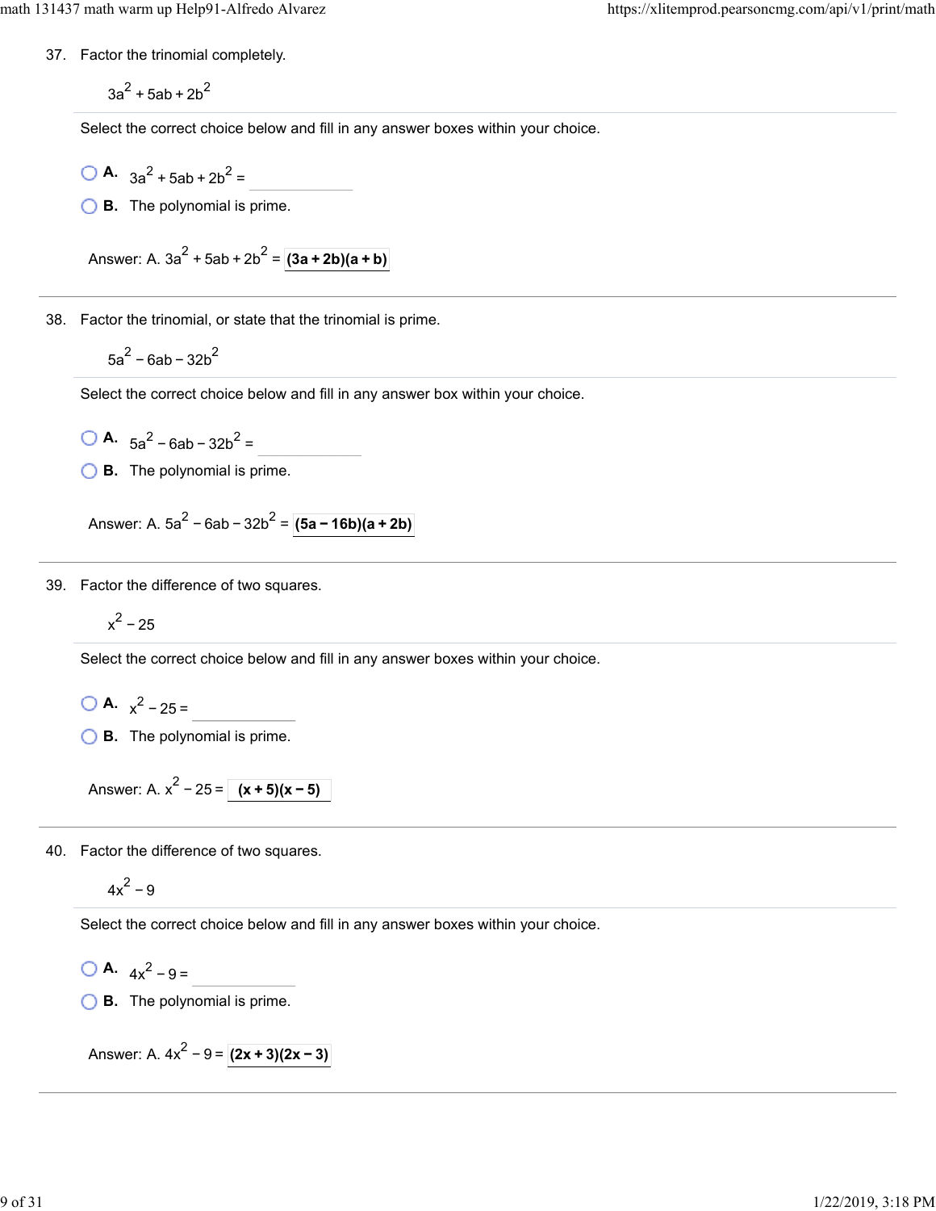37. Factor the trinomial completely.

$$3a^2 + 5ab + 2b^2$$

Select the correct choice below and fill in any answer boxes within your choice.

- **A.** $3a^2 + 5ab + 2b^2 =$ \_\_\_\_\_\_\_\_
- **B.** The polynomial is prime.

Answer: A. $3a^2 + 5ab + 2b^2 =$ **$(3a + 2b)(a + b)$**

---

38. Factor the trinomial, or state that the trinomial is prime.

$$5a^2 - 6ab - 32b^2$$

Select the correct choice below and fill in any answer box within your choice.

- **A.** $5a^2 - 6ab - 32b^2 =$ \_\_\_\_\_\_\_\_
- **B.** The polynomial is prime.

Answer: A. $5a^2 - 6ab - 32b^2 =$ **$(5a - 16b)(a + 2b)$**

---

39. Factor the difference of two squares.

$$x^2 - 25$$

Select the correct choice below and fill in any answer boxes within your choice.

- **A.** $x^2 - 25 =$ \_\_\_\_\_\_\_\_
- **B.** The polynomial is prime.

Answer: A. $x^2 - 25 =$ **$(x + 5)(x - 5)$**

---

40. Factor the difference of two squares.

$$4x^2 - 9$$

Select the correct choice below and fill in any answer boxes within your choice.

- **A.** $4x^2 - 9 =$ \_\_\_\_\_\_\_\_
- **B.** The polynomial is prime.

Answer: A. $4x^2 - 9 =$ **$(2x + 3)(2x - 3)$**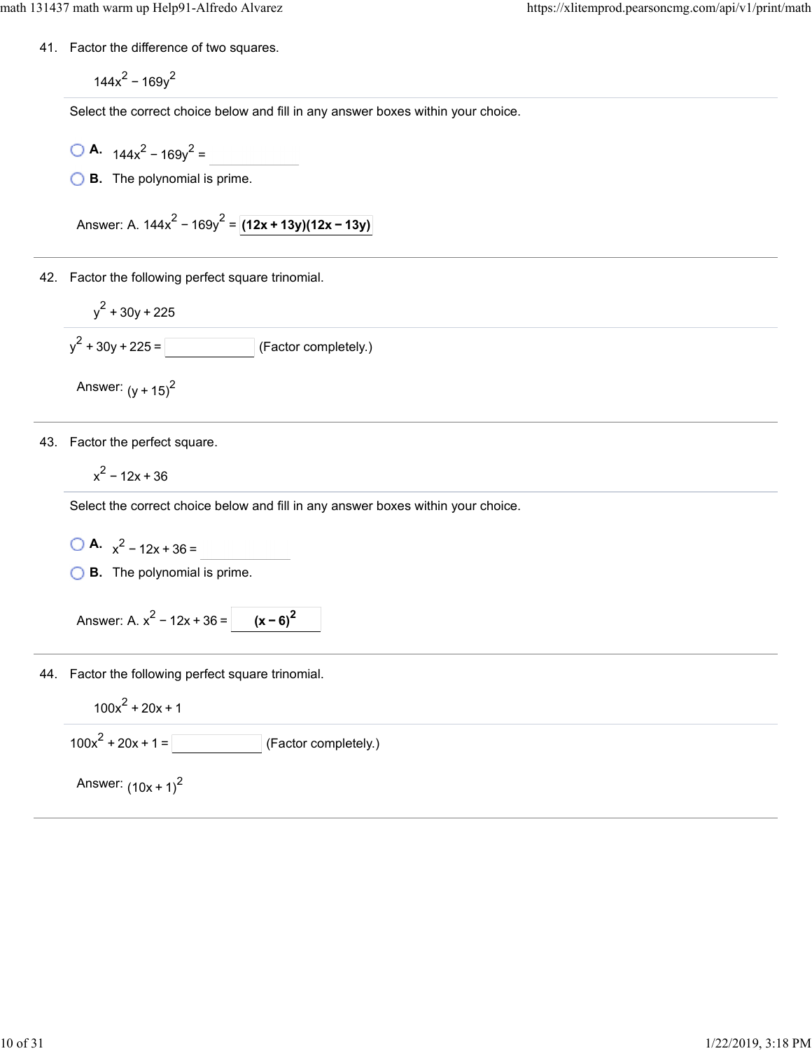41. Factor the difference of two squares.

$$144x^2 - 169y^2$$

Select the correct choice below and fill in any answer boxes within your choice.

- A. $144x^2 - 169y^2 =$ ______
- B. The polynomial is prime.

Answer: A. $144x^2 - 169y^2 =$ **$(12x + 13y)(12x - 13y)$**

---

42. Factor the following perfect square trinomial.

$$y^2 + 30y + 225$$

$y^2 + 30y + 225 =$ ______ (Factor completely.)

Answer: $(y + 15)^2$

---

43. Factor the perfect square.

$$x^2 - 12x + 36$$

Select the correct choice below and fill in any answer boxes within your choice.

- A. $x^2 - 12x + 36 =$ ______
- B. The polynomial is prime.

Answer: A. $x^2 - 12x + 36 =$ **$(x - 6)^2$**

---

44. Factor the following perfect square trinomial.

$$100x^2 + 20x + 1$$

$100x^2 + 20x + 1 =$ ______ (Factor completely.)

Answer: $(10x + 1)^2$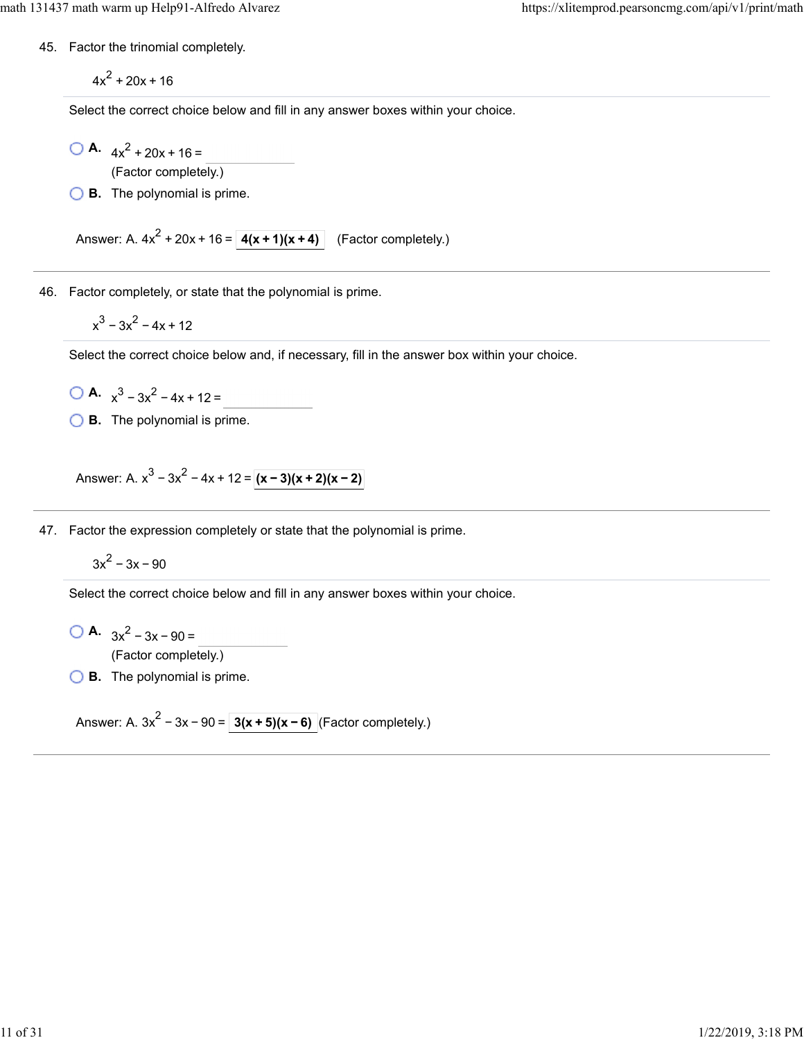45. Factor the trinomial completely.

$$4x^2 + 20x + 16$$

Select the correct choice below and fill in any answer boxes within your choice.

- **A.** $4x^2 + 20x + 16 =$ \_\_\_\_\_\_\_\_
  (Factor completely.)
- **B.** The polynomial is prime.

Answer: A. $4x^2 + 20x + 16 =$ **$4(x+1)(x+4)$** (Factor completely.)

---

46. Factor completely, or state that the polynomial is prime.

$$x^3 - 3x^2 - 4x + 12$$

Select the correct choice below and, if necessary, fill in the answer box within your choice.

- **A.** $x^3 - 3x^2 - 4x + 12 =$ \_\_\_\_\_\_\_\_
- **B.** The polynomial is prime.

Answer: A. $x^3 - 3x^2 - 4x + 12 =$ **$(x-3)(x+2)(x-2)$**

---

47. Factor the expression completely or state that the polynomial is prime.

$$3x^2 - 3x - 90$$

Select the correct choice below and fill in any answer boxes within your choice.

- **A.** $3x^2 - 3x - 90 =$ \_\_\_\_\_\_\_\_
  (Factor completely.)
- **B.** The polynomial is prime.

Answer: A. $3x^2 - 3x - 90 =$ **$3(x+5)(x-6)$** (Factor completely.)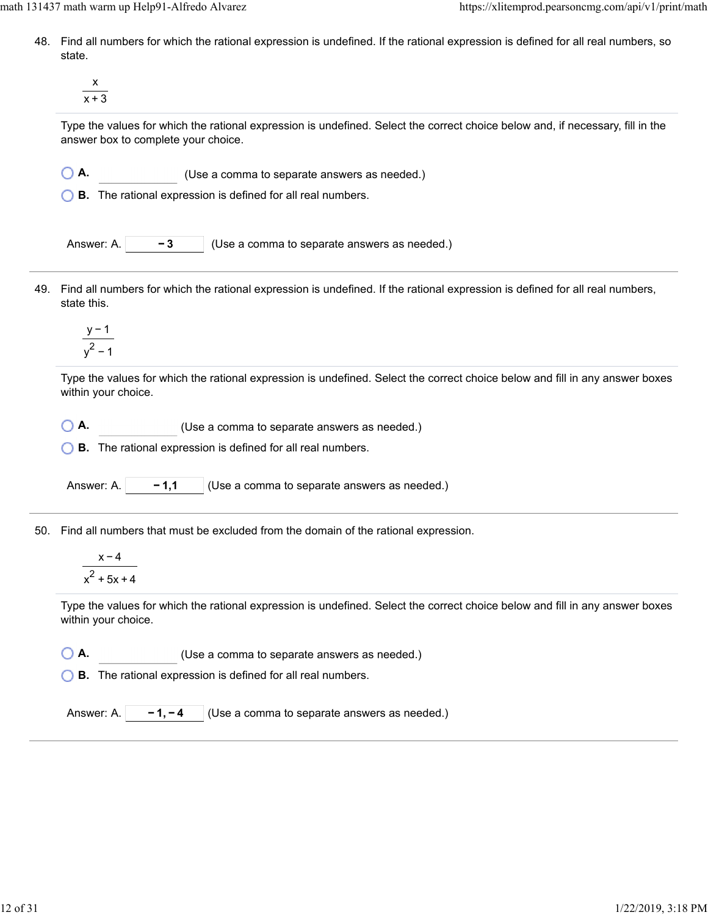48. Find all numbers for which the rational expression is undefined. If the rational expression is defined for all real numbers, so state.

$$\frac{x}{x+3}$$

Type the values for which the rational expression is undefined. Select the correct choice below and, if necessary, fill in the answer box to complete your choice.

- A. ______ (Use a comma to separate answers as needed.)
- B. The rational expression is defined for all real numbers.

Answer: A. **$-3$** (Use a comma to separate answers as needed.)

---

49. Find all numbers for which the rational expression is undefined. If the rational expression is defined for all real numbers, state this.

$$\frac{y-1}{y^2-1}$$

Type the values for which the rational expression is undefined. Select the correct choice below and fill in any answer boxes within your choice.

- A. ______ (Use a comma to separate answers as needed.)
- B. The rational expression is defined for all real numbers.

Answer: A. **$-1,1$** (Use a comma to separate answers as needed.)

---

50. Find all numbers that must be excluded from the domain of the rational expression.

$$\frac{x-4}{x^2+5x+4}$$

Type the values for which the rational expression is undefined. Select the correct choice below and fill in any answer boxes within your choice.

- A. ______ (Use a comma to separate answers as needed.)
- B. The rational expression is defined for all real numbers.

Answer: A. **$-1,-4$** (Use a comma to separate answers as needed.)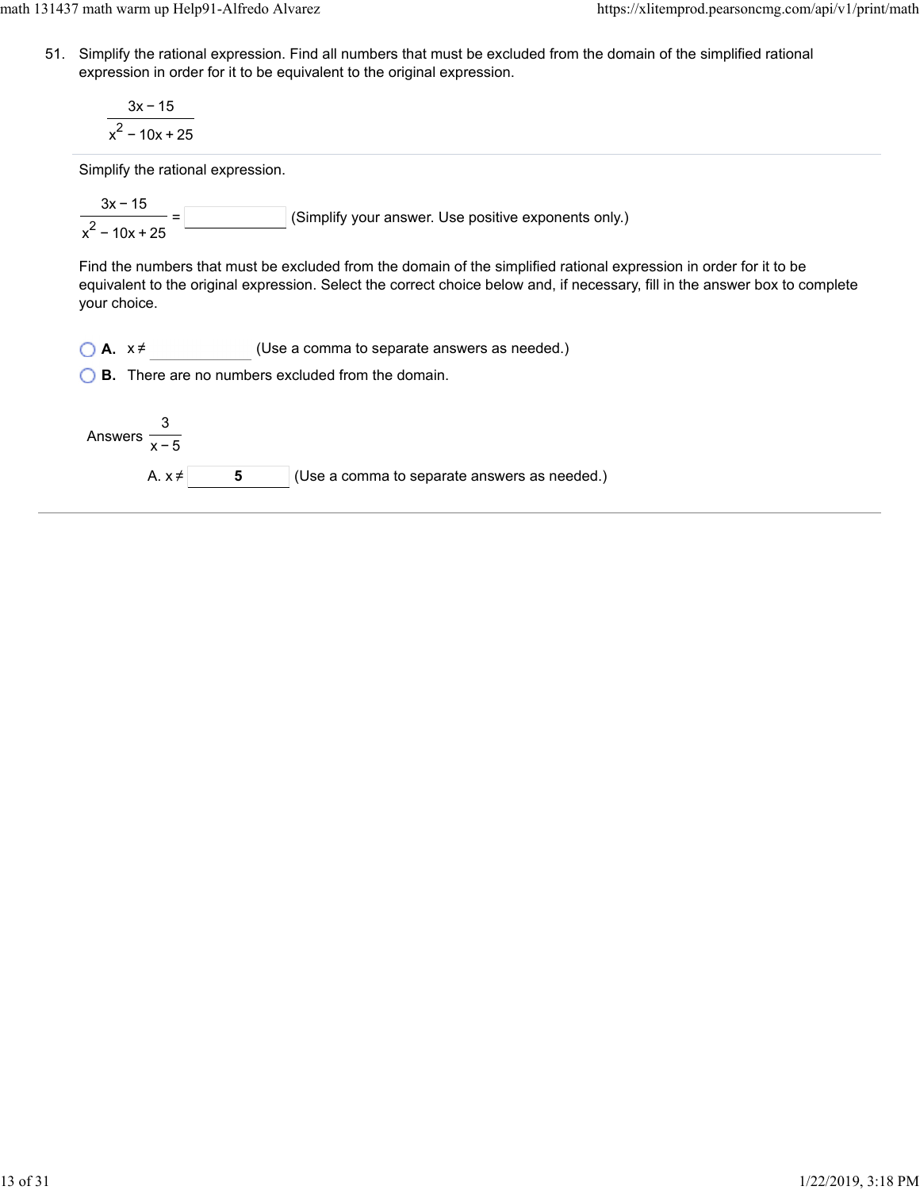51. Simplify the rational expression. Find all numbers that must be excluded from the domain of the simplified rational expression in order for it to be equivalent to the original expression.

$$\frac{3x - 15}{x^2 - 10x + 25}$$

Simplify the rational expression.

$\frac{3x - 15}{x^2 - 10x + 25} =$ ☐ (Simplify your answer. Use positive exponents only.)

Find the numbers that must be excluded from the domain of the simplified rational expression in order for it to be equivalent to the original expression. Select the correct choice below and, if necessary, fill in the answer box to complete your choice.

- **A.** $x \neq$ ☐ (Use a comma to separate answers as needed.)
- **B.** There are no numbers excluded from the domain.

Answers $\frac{3}{x-5}$

A. $x \neq$ **5** (Use a comma to separate answers as needed.)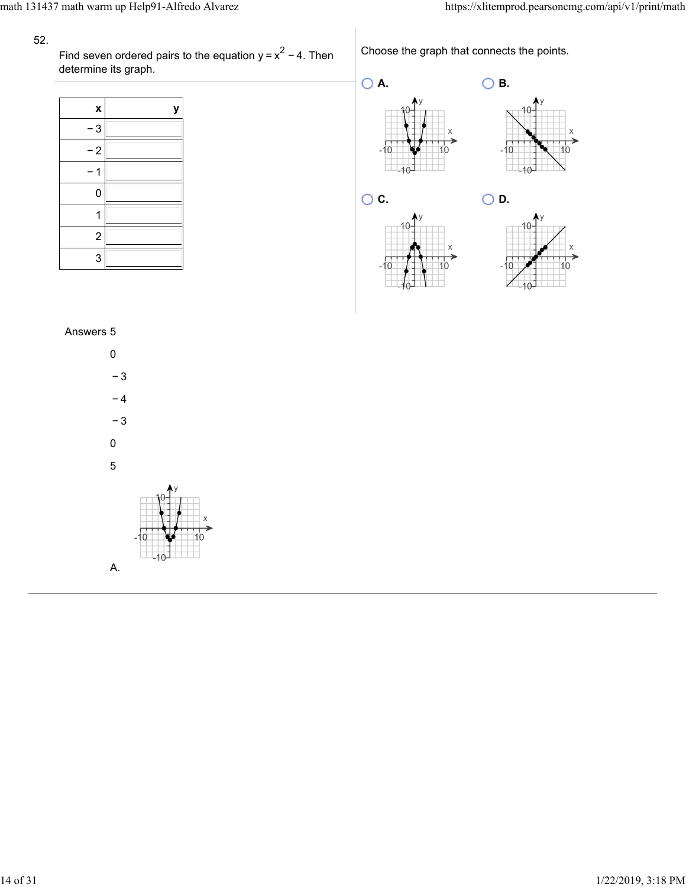52.

Find seven ordered pairs to the equation $y = x^2 - 4$. Then determine its graph.

| x | y |
|---|---|
| − 3 | |
| − 2 | |
| − 1 | |
| 0 | |
| 1 | |
| 2 | |
| 3 | |

Choose the graph that connects the points.

- A.
- B.
- C.
- D.

Answers 5

0

− 3

− 4

− 3

0

5

A.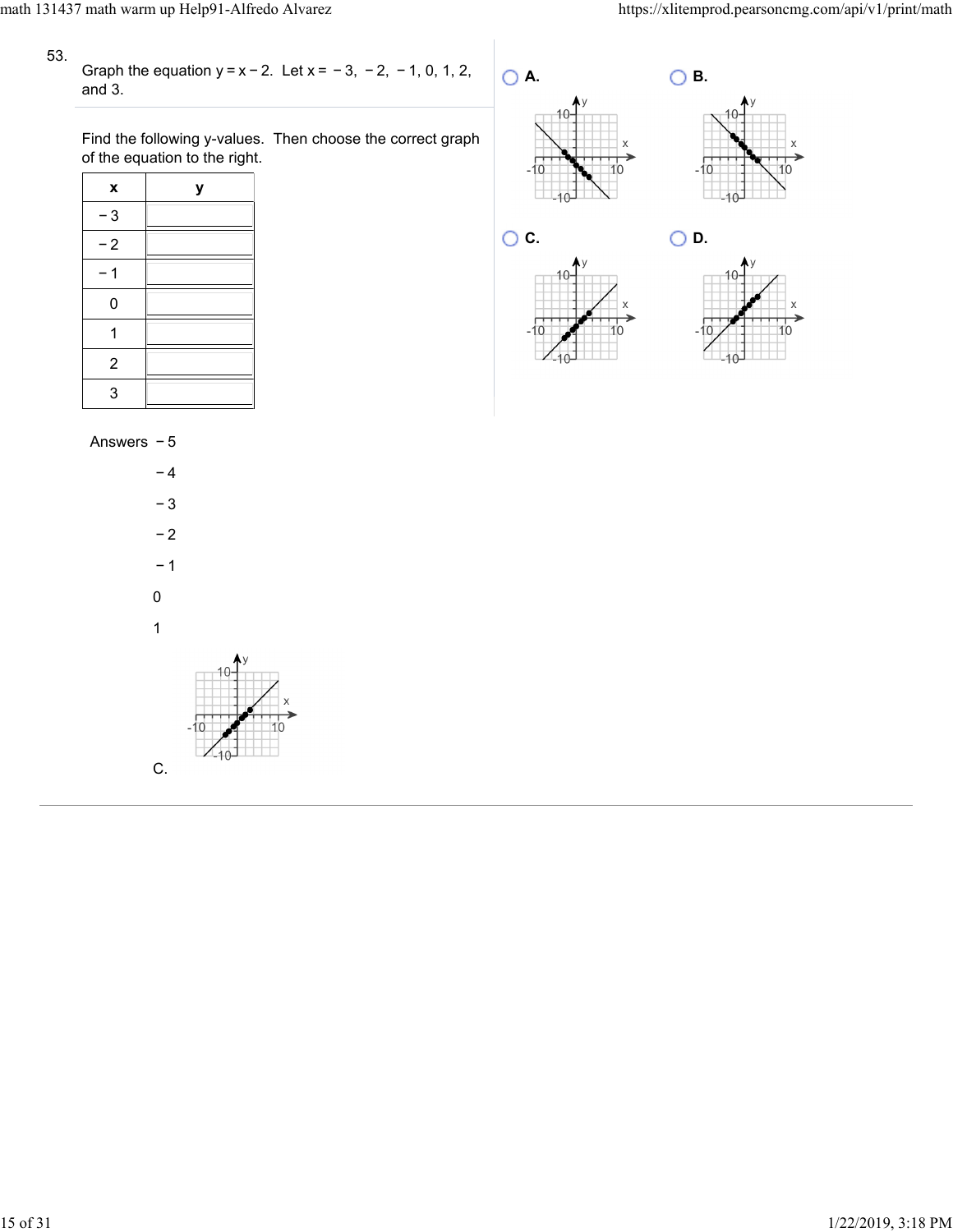53.

Graph the equation $y = x - 2$. Let $x = -3, -2, -1, 0, 1, 2,$ and $3$.

Find the following y-values. Then choose the correct graph of the equation to the right.

| x | y |
|---|---|
| −3 | |
| −2 | |
| −1 | |
| 0 | |
| 1 | |
| 2 | |
| 3 | |

A.

B.

C.

D.

Answers −5

−4

−3

−2

−1

0

1

C.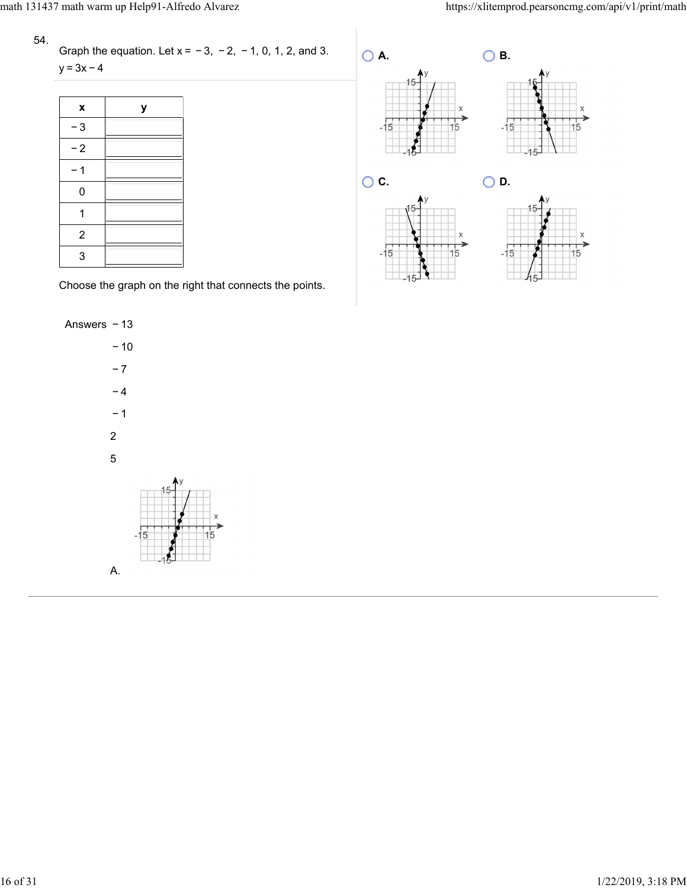54.

Graph the equation. Let $x = -3, -2, -1, 0, 1, 2,$ and $3$.

$y = 3x - 4$

| x | y |
|---|---|
| −3 | |
| −2 | |
| −1 | |
| 0 | |
| 1 | |
| 2 | |
| 3 | |

Choose the graph on the right that connects the points.

A.

B.

C.

D.

Answers −13

−10

−7

−4

−1

2

5

A.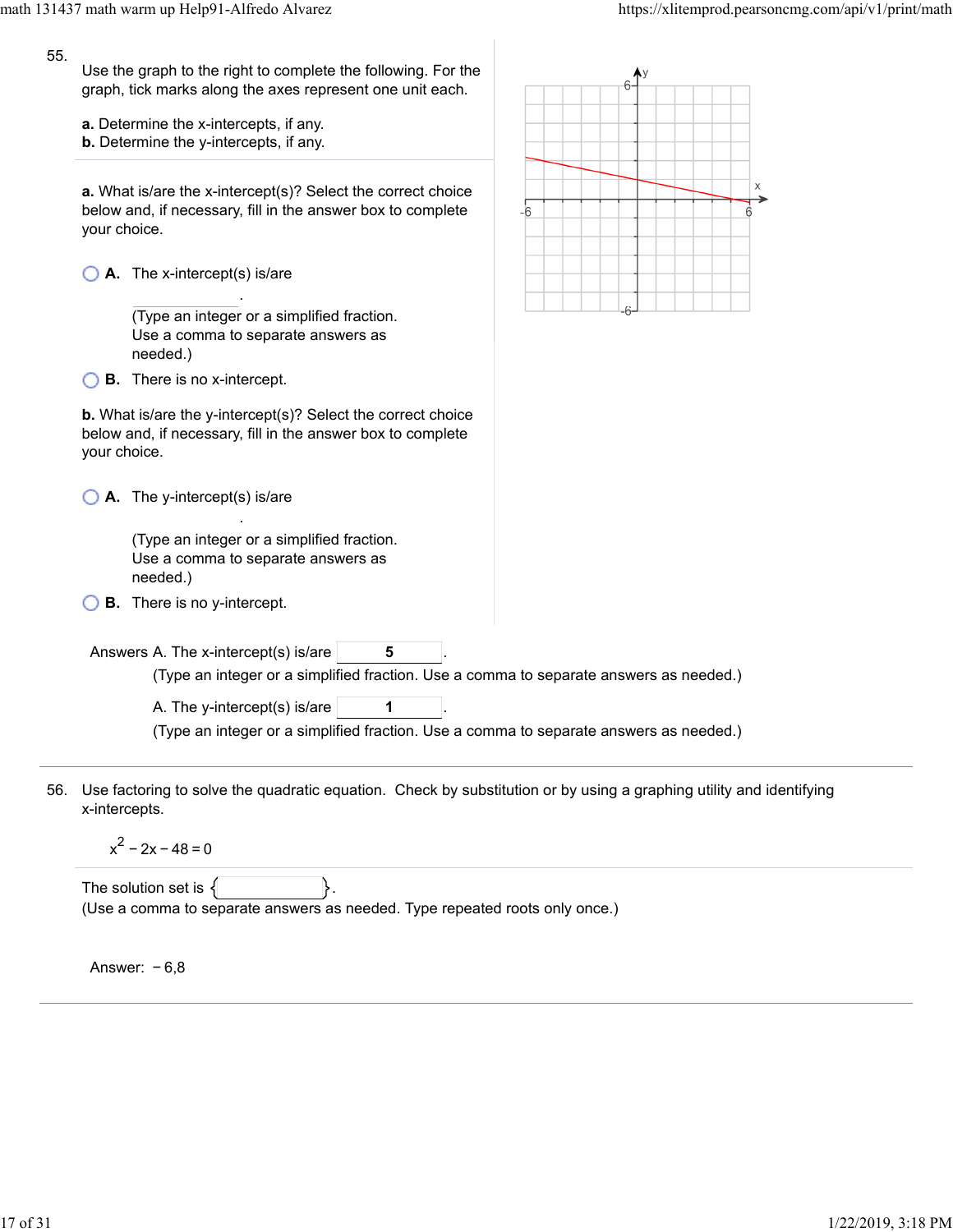55. Use the graph to the right to complete the following. For the graph, tick marks along the axes represent one unit each.

**a.** Determine the x-intercepts, if any.
**b.** Determine the y-intercepts, if any.

**a.** What is/are the x-intercept(s)? Select the correct choice below and, if necessary, fill in the answer box to complete your choice.

- **A.** The x-intercept(s) is/are \_\_\_\_\_\_.
  (Type an integer or a simplified fraction. Use a comma to separate answers as needed.)
- **B.** There is no x-intercept.

**b.** What is/are the y-intercept(s)? Select the correct choice below and, if necessary, fill in the answer box to complete your choice.

- **A.** The y-intercept(s) is/are \_\_\_\_\_\_.
  (Type an integer or a simplified fraction. Use a comma to separate answers as needed.)
- **B.** There is no y-intercept.

Answers A. The x-intercept(s) is/are **5**.
(Type an integer or a simplified fraction. Use a comma to separate answers as needed.)

A. The y-intercept(s) is/are **1**.
(Type an integer or a simplified fraction. Use a comma to separate answers as needed.)

---

56. Use factoring to solve the quadratic equation. Check by substitution or by using a graphing utility and identifying x-intercepts.

$$x^2 - 2x - 48 = 0$$

The solution set is { \_\_\_\_\_\_ }.
(Use a comma to separate answers as needed. Type repeated roots only once.)

Answer: $-6, 8$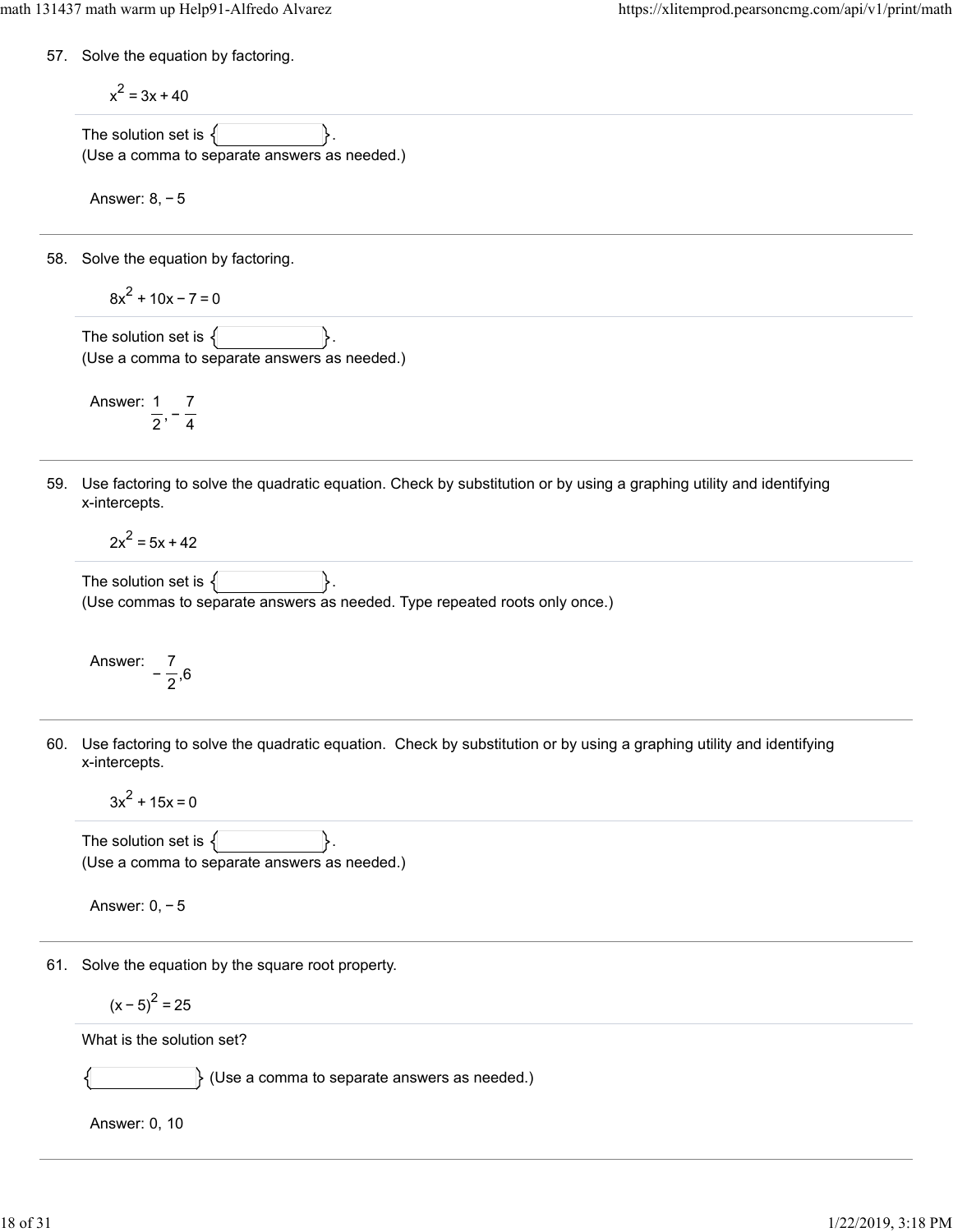57. Solve the equation by factoring.

$$x^2 = 3x + 40$$

The solution set is { }.
(Use a comma to separate answers as needed.)

Answer: $8, -5$

---

58. Solve the equation by factoring.

$$8x^2 + 10x - 7 = 0$$

The solution set is { }.
(Use a comma to separate answers as needed.)

Answer: $\frac{1}{2}, -\frac{7}{4}$

---

59. Use factoring to solve the quadratic equation. Check by substitution or by using a graphing utility and identifying x-intercepts.

$$2x^2 = 5x + 42$$

The solution set is { }.
(Use commas to separate answers as needed. Type repeated roots only once.)

Answer: $-\frac{7}{2}, 6$

---

60. Use factoring to solve the quadratic equation. Check by substitution or by using a graphing utility and identifying x-intercepts.

$$3x^2 + 15x = 0$$

The solution set is { }.
(Use a comma to separate answers as needed.)

Answer: $0, -5$

---

61. Solve the equation by the square root property.

$$(x - 5)^2 = 25$$

What is the solution set?

{ } (Use a comma to separate answers as needed.)

Answer: $0, 10$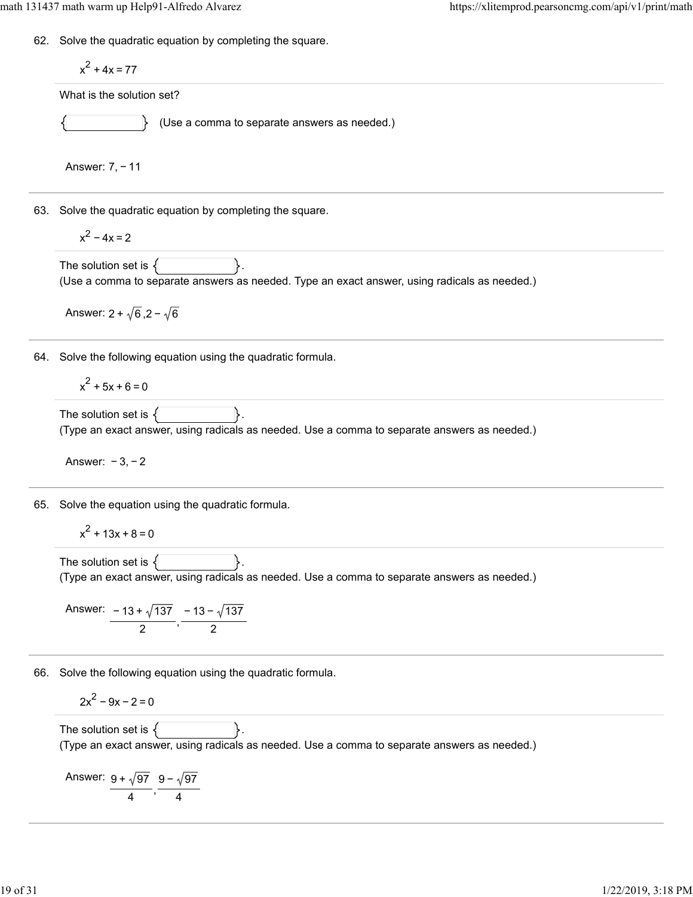62. Solve the quadratic equation by completing the square.

$$x^2 + 4x = 77$$

What is the solution set?

{ } (Use a comma to separate answers as needed.)

Answer: $7, -11$

---

63. Solve the quadratic equation by completing the square.

$$x^2 - 4x = 2$$

The solution set is { }.
(Use a comma to separate answers as needed. Type an exact answer, using radicals as needed.)

Answer: $2 + \sqrt{6}, 2 - \sqrt{6}$

---

64. Solve the following equation using the quadratic formula.

$$x^2 + 5x + 6 = 0$$

The solution set is { }.
(Type an exact answer, using radicals as needed. Use a comma to separate answers as needed.)

Answer: $-3, -2$

---

65. Solve the equation using the quadratic formula.

$$x^2 + 13x + 8 = 0$$

The solution set is { }.
(Type an exact answer, using radicals as needed. Use a comma to separate answers as needed.)

Answer: $\dfrac{-13 + \sqrt{137}}{2}, \dfrac{-13 - \sqrt{137}}{2}$

---

66. Solve the following equation using the quadratic formula.

$$2x^2 - 9x - 2 = 0$$

The solution set is { }.
(Type an exact answer, using radicals as needed. Use a comma to separate answers as needed.)

Answer: $\dfrac{9 + \sqrt{97}}{4}, \dfrac{9 - \sqrt{97}}{4}$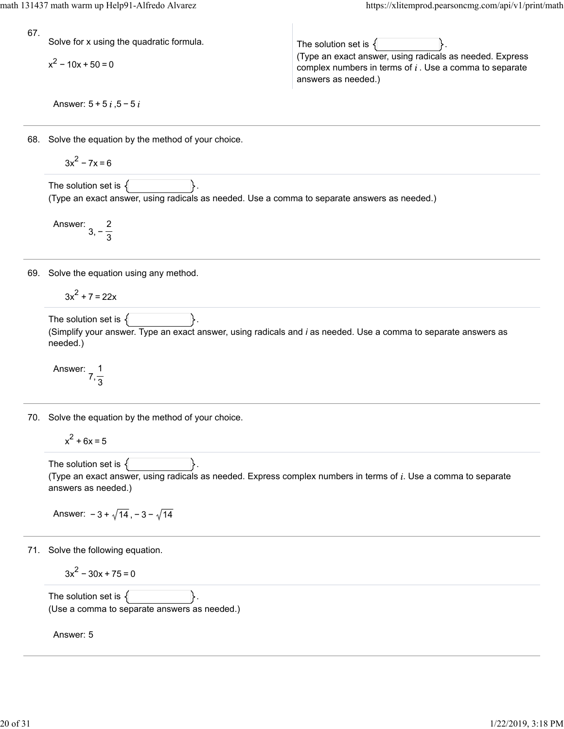67. Solve for x using the quadratic formula.

$x^2 - 10x + 50 = 0$

The solution set is { }.
(Type an exact answer, using radicals as needed. Express complex numbers in terms of $i$ . Use a comma to separate answers as needed.)

Answer: $5 + 5i, 5 - 5i$

---

68. Solve the equation by the method of your choice.

$3x^2 - 7x = 6$

The solution set is { }.
(Type an exact answer, using radicals as needed. Use a comma to separate answers as needed.)

Answer: $3, -\frac{2}{3}$

---

69. Solve the equation using any method.

$3x^2 + 7 = 22x$

The solution set is { }.
(Simplify your answer. Type an exact answer, using radicals and $i$ as needed. Use a comma to separate answers as needed.)

Answer: $7, \frac{1}{3}$

---

70. Solve the equation by the method of your choice.

$x^2 + 6x = 5$

The solution set is { }.
(Type an exact answer, using radicals as needed. Express complex numbers in terms of $i$. Use a comma to separate answers as needed.)

Answer: $-3 + \sqrt{14}, -3 - \sqrt{14}$

---

71. Solve the following equation.

$3x^2 - 30x + 75 = 0$

The solution set is { }.
(Use a comma to separate answers as needed.)

Answer: 5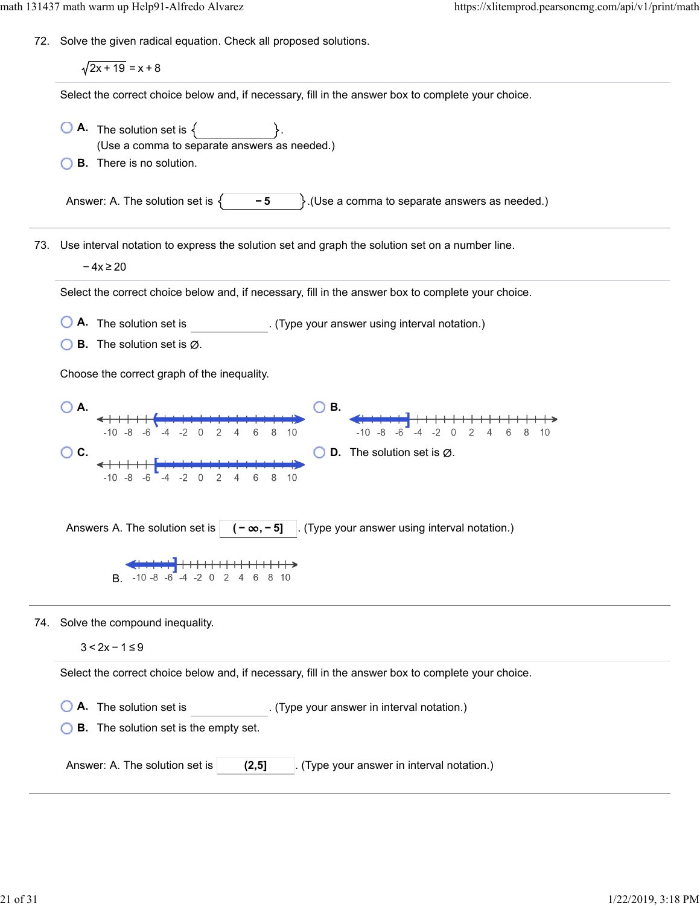72. Solve the given radical equation. Check all proposed solutions.

$$\sqrt{2x+19} = x+8$$

Select the correct choice below and, if necessary, fill in the answer box to complete your choice.

- A. The solution set is { }.
  (Use a comma to separate answers as needed.)
- B. There is no solution.

Answer: A. The solution set is { $-5$ }.(Use a comma to separate answers as needed.)

73. Use interval notation to express the solution set and graph the solution set on a number line.

$$-4x \geq 20$$

Select the correct choice below and, if necessary, fill in the answer box to complete your choice.

- A. The solution set is ______. (Type your answer using interval notation.)
- B. The solution set is ∅.

Choose the correct graph of the inequality.

- A. (number line from -10 to 10, shaded from $(-5$ to the right)
- B. (number line from -10 to 10, shaded to the left up to $-5]$)
- C. (number line from -10 to 10, shaded from $[-5$ to the right)
- D. The solution set is ∅.

Answers A. The solution set is $(-\infty, -5]$. (Type your answer using interval notation.)

B. (number line from -10 to 10, shaded to the left up to $-5]$)

74. Solve the compound inequality.

$$3 < 2x - 1 \leq 9$$

Select the correct choice below and, if necessary, fill in the answer box to complete your choice.

- A. The solution set is ______. (Type your answer in interval notation.)
- B. The solution set is the empty set.

Answer: A. The solution set is $(2,5]$. (Type your answer in interval notation.)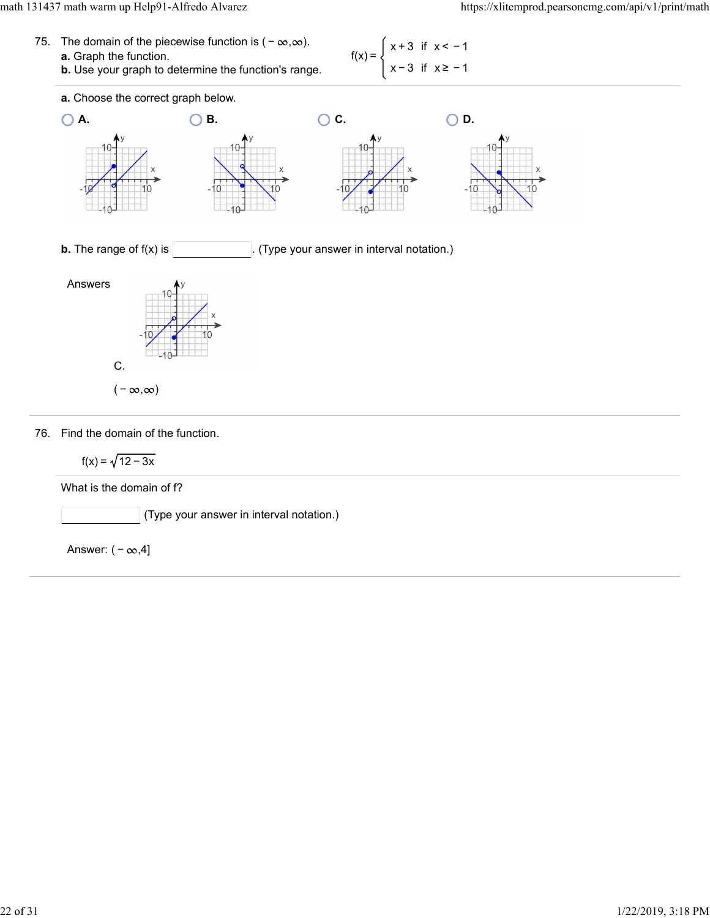75. The domain of the piecewise function is $(-\infty,\infty)$.

**a.** Graph the function.

**b.** Use your graph to determine the function's range.

$$f(x) = \begin{cases} x+3 & \text{if } x < -1 \\ x-3 & \text{if } x \geq -1 \end{cases}$$

**a.** Choose the correct graph below.

A. B. C. D.

**b.** The range of f(x) is ______. (Type your answer in interval notation.)

Answers

C.

$(-\infty,\infty)$

76. Find the domain of the function.

$f(x) = \sqrt{12-3x}$

What is the domain of f?

______ (Type your answer in interval notation.)

Answer: $(-\infty,4]$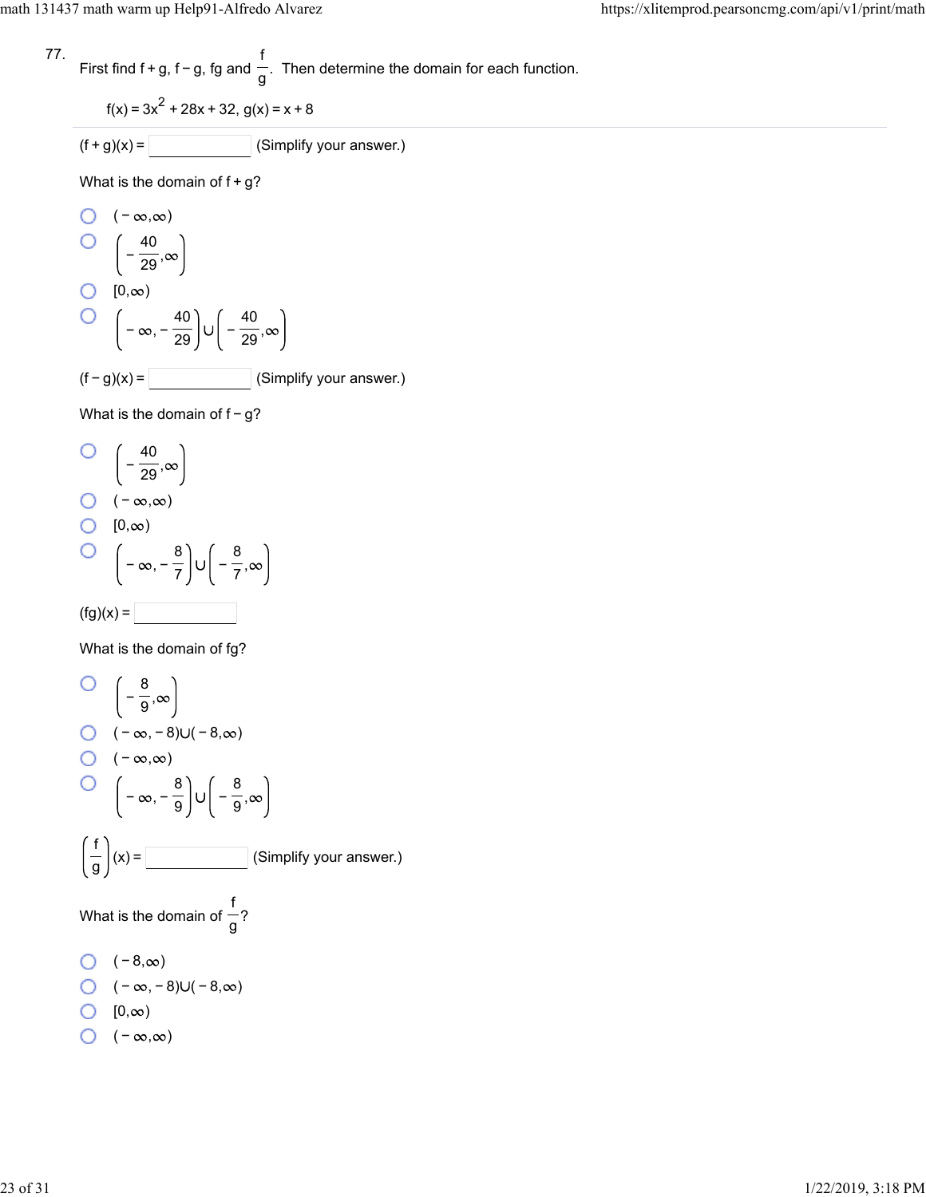77.

First find f + g, f − g, fg and $\frac{f}{g}$. Then determine the domain for each function.

$f(x) = 3x^2 + 28x + 32$, $g(x) = x + 8$

$(f + g)(x) =$ ______ (Simplify your answer.)

What is the domain of f + g?

- ○ $(-\infty,\infty)$
- ○ $\left(-\frac{40}{29},\infty\right)$
- ○ $[0,\infty)$
- ○ $\left(-\infty,-\frac{40}{29}\right)\cup\left(-\frac{40}{29},\infty\right)$

$(f - g)(x) =$ ______ (Simplify your answer.)

What is the domain of f − g?

- ○ $\left(-\frac{40}{29},\infty\right)$
- ○ $(-\infty,\infty)$
- ○ $[0,\infty)$
- ○ $\left(-\infty,-\frac{8}{7}\right)\cup\left(-\frac{8}{7},\infty\right)$

$(fg)(x) =$ ______

What is the domain of fg?

- ○ $\left(-\frac{8}{9},\infty\right)$
- ○ $(-\infty,-8)\cup(-8,\infty)$
- ○ $(-\infty,\infty)$
- ○ $\left(-\infty,-\frac{8}{9}\right)\cup\left(-\frac{8}{9},\infty\right)$

$\left(\frac{f}{g}\right)(x) =$ ______ (Simplify your answer.)

What is the domain of $\frac{f}{g}$?

- ○ $(-8,\infty)$
- ○ $(-\infty,-8)\cup(-8,\infty)$
- ○ $[0,\infty)$
- ○ $(-\infty,\infty)$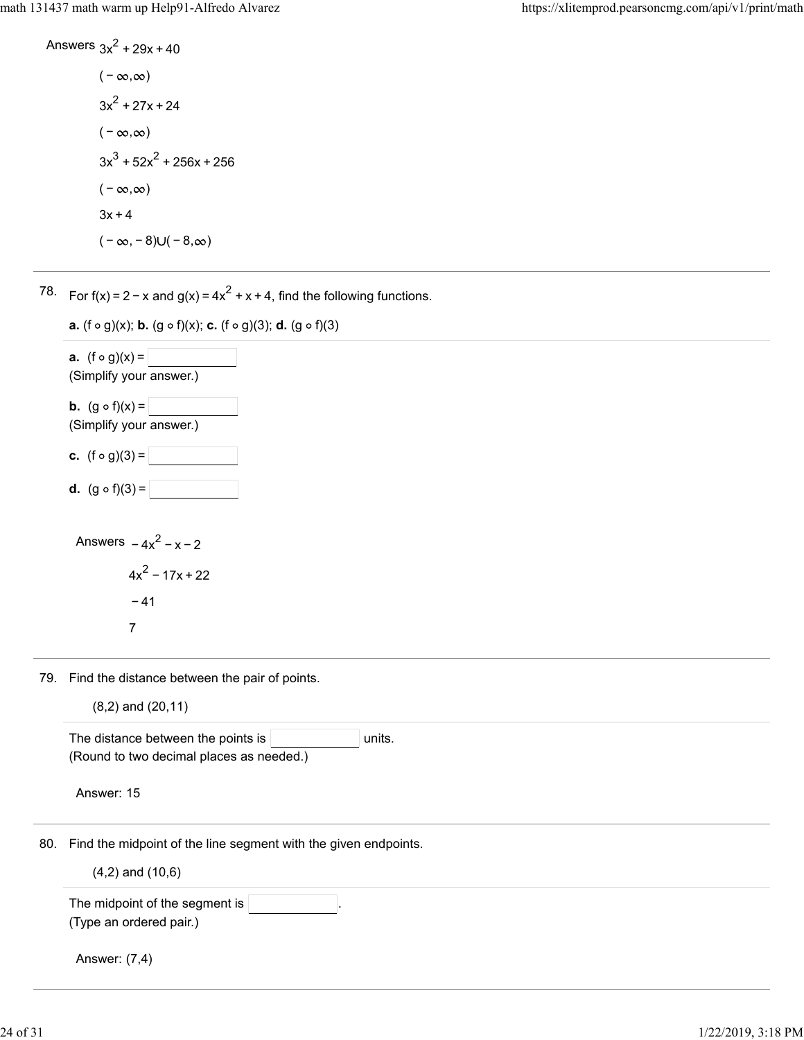Answers $3x^2 + 29x + 40$

$(-\infty,\infty)$

$3x^2 + 27x + 24$

$(-\infty,\infty)$

$3x^3 + 52x^2 + 256x + 256$

$(-\infty,\infty)$

$3x + 4$

$(-\infty,-8)\cup(-8,\infty)$

---

78. For $f(x) = 2 - x$ and $g(x) = 4x^2 + x + 4$, find the following functions.

**a.** $(f \circ g)(x)$; **b.** $(g \circ f)(x)$; **c.** $(f \circ g)(3)$; **d.** $(g \circ f)(3)$

**a.** $(f \circ g)(x) =$ ______
(Simplify your answer.)

**b.** $(g \circ f)(x) =$ ______
(Simplify your answer.)

**c.** $(f \circ g)(3) =$ ______

**d.** $(g \circ f)(3) =$ ______

Answers $-4x^2 - x - 2$

$4x^2 - 17x + 22$

$-41$

$7$

---

79. Find the distance between the pair of points.

(8,2) and (20,11)

The distance between the points is ______ units.
(Round to two decimal places as needed.)

Answer: 15

---

80. Find the midpoint of the line segment with the given endpoints.

(4,2) and (10,6)

The midpoint of the segment is ______.
(Type an ordered pair.)

Answer: (7,4)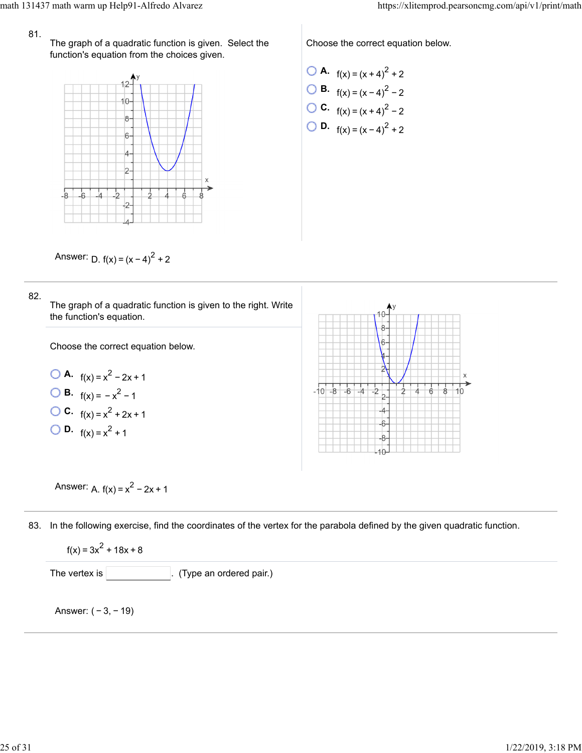81. The graph of a quadratic function is given. Select the function's equation from the choices given.

Choose the correct equation below.

- **A.** $f(x) = (x+4)^2 + 2$
- **B.** $f(x) = (x-4)^2 - 2$
- **C.** $f(x) = (x+4)^2 - 2$
- **D.** $f(x) = (x-4)^2 + 2$

Answer: D. $f(x) = (x-4)^2 + 2$

---

82. The graph of a quadratic function is given to the right. Write the function's equation.

Choose the correct equation below.

- **A.** $f(x) = x^2 - 2x + 1$
- **B.** $f(x) = -x^2 - 1$
- **C.** $f(x) = x^2 + 2x + 1$
- **D.** $f(x) = x^2 + 1$

Answer: A. $f(x) = x^2 - 2x + 1$

---

83. In the following exercise, find the coordinates of the vertex for the parabola defined by the given quadratic function.

$f(x) = 3x^2 + 18x + 8$

The vertex is ______. (Type an ordered pair.)

Answer: $(-3, -19)$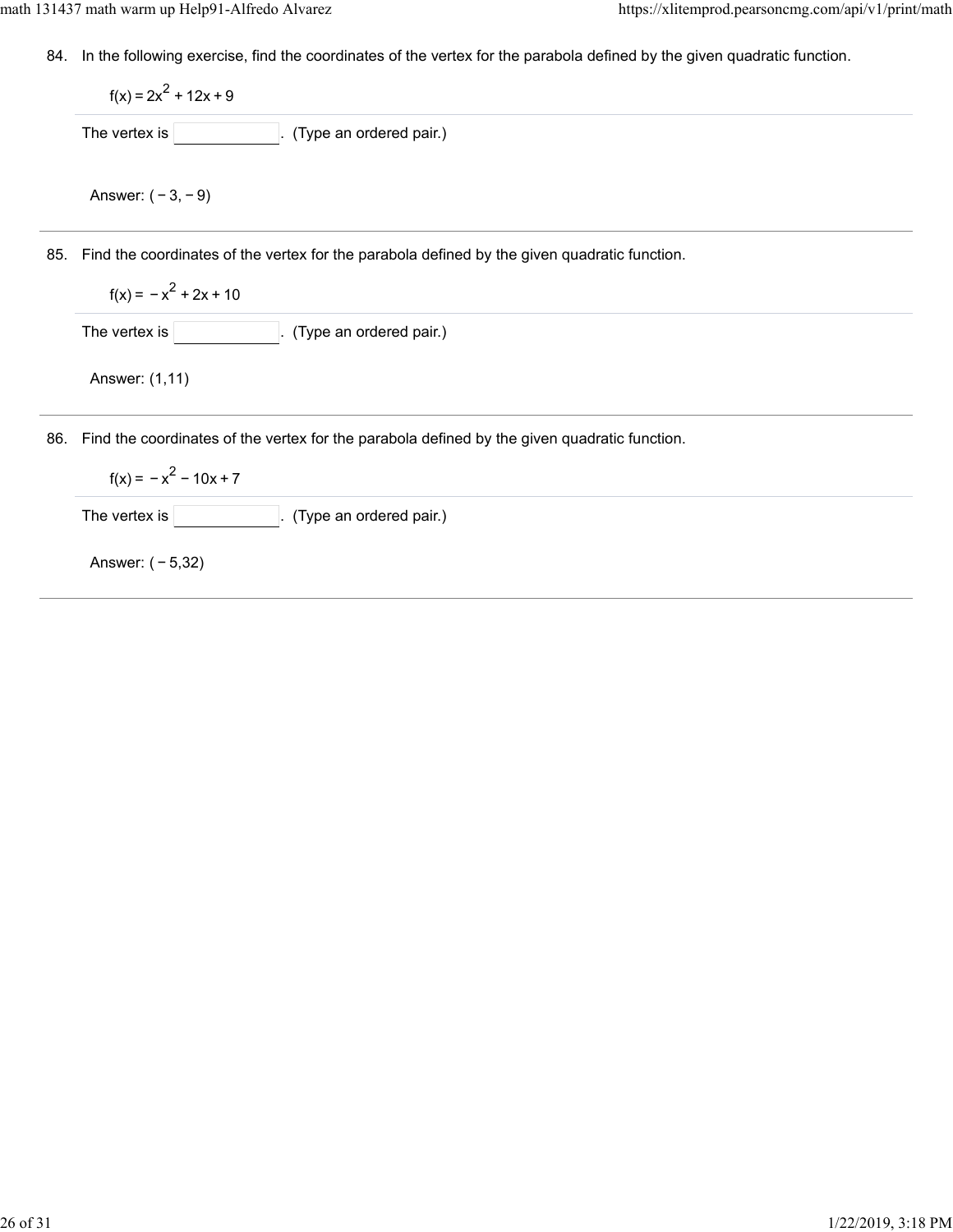84. In the following exercise, find the coordinates of the vertex for the parabola defined by the given quadratic function.

$f(x) = 2x^2 + 12x + 9$

The vertex is ______. (Type an ordered pair.)

Answer: $(-3, -9)$

---

85. Find the coordinates of the vertex for the parabola defined by the given quadratic function.

$f(x) = -x^2 + 2x + 10$

The vertex is ______. (Type an ordered pair.)

Answer: $(1,11)$

---

86. Find the coordinates of the vertex for the parabola defined by the given quadratic function.

$f(x) = -x^2 - 10x + 7$

The vertex is ______. (Type an ordered pair.)

Answer: $(-5,32)$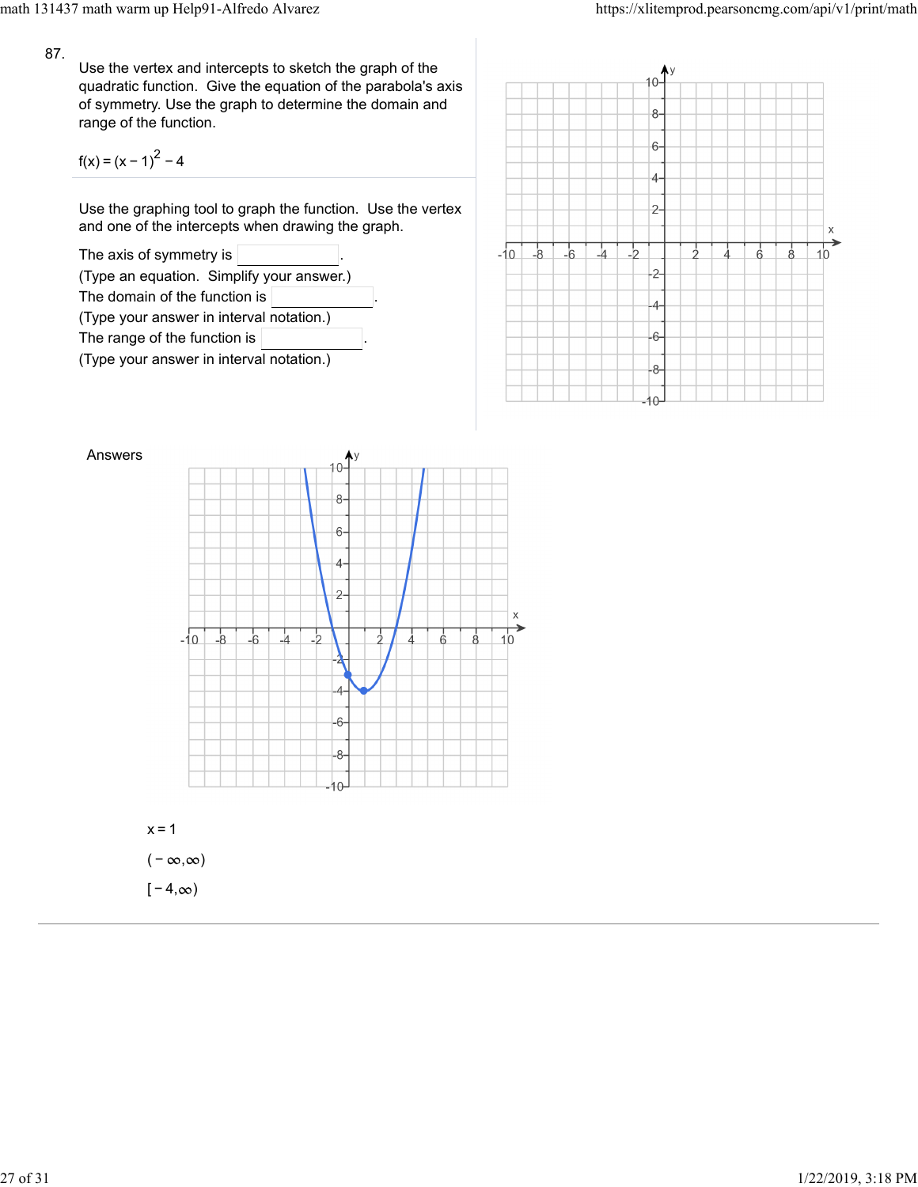87.

Use the vertex and intercepts to sketch the graph of the quadratic function. Give the equation of the parabola's axis of symmetry. Use the graph to determine the domain and range of the function.

$f(x) = (x-1)^2 - 4$

Use the graphing tool to graph the function. Use the vertex and one of the intercepts when drawing the graph.

The axis of symmetry is ________.
(Type an equation. Simplify your answer.)

The domain of the function is ________.
(Type your answer in interval notation.)

The range of the function is ________.
(Type your answer in interval notation.)

Answers

$x = 1$

$(-\infty, \infty)$

$[-4, \infty)$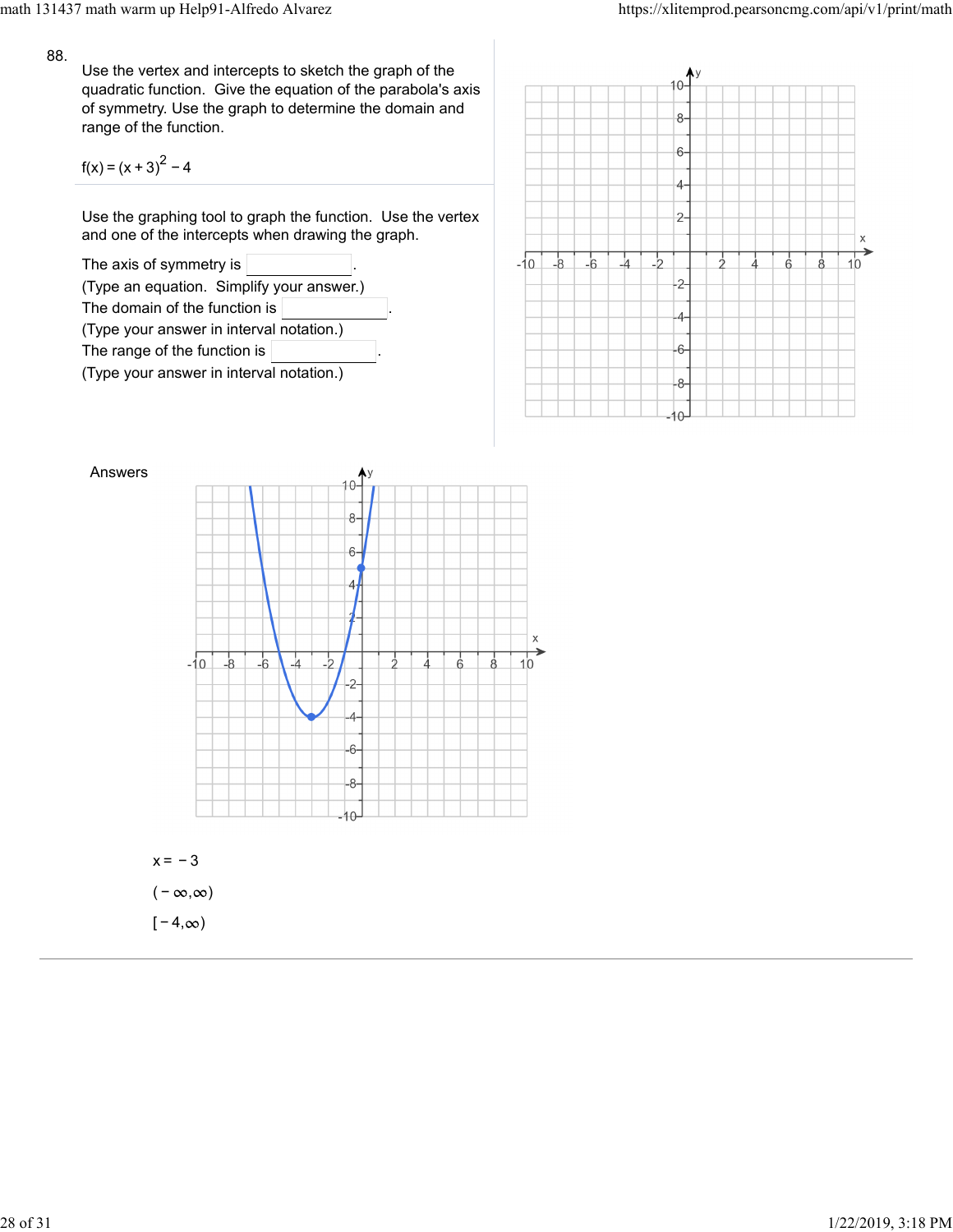88.

Use the vertex and intercepts to sketch the graph of the quadratic function. Give the equation of the parabola's axis of symmetry. Use the graph to determine the domain and range of the function.

$f(x) = (x + 3)^2 - 4$

Use the graphing tool to graph the function. Use the vertex and one of the intercepts when drawing the graph.

The axis of symmetry is \_\_\_\_\_\_\_\_.
(Type an equation. Simplify your answer.)

The domain of the function is \_\_\_\_\_\_\_\_.
(Type your answer in interval notation.)

The range of the function is \_\_\_\_\_\_\_\_.
(Type your answer in interval notation.)

Answers

$x = -3$

$(-\infty, \infty)$

$[-4, \infty)$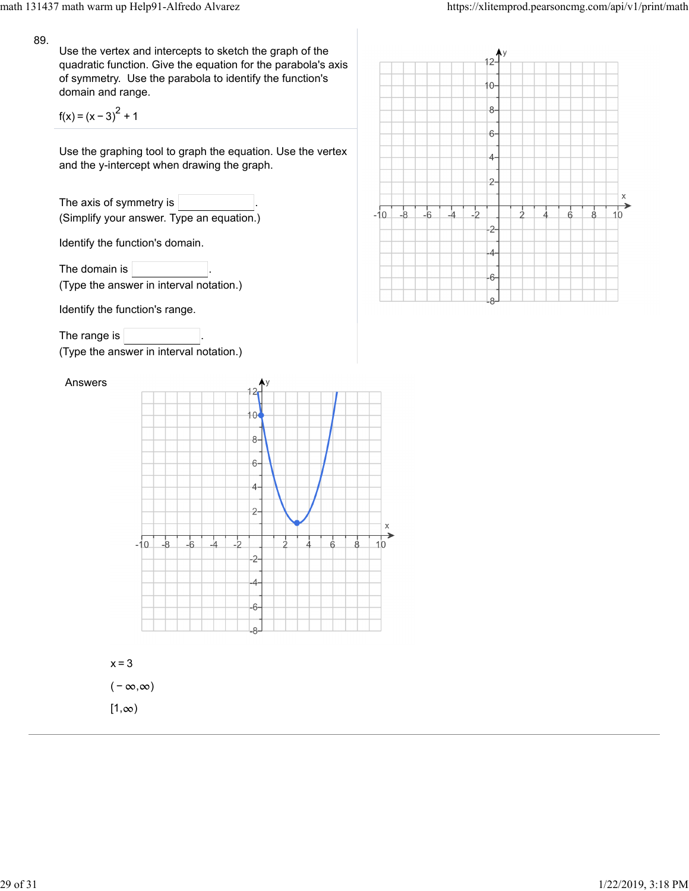89.

Use the vertex and intercepts to sketch the graph of the quadratic function. Give the equation for the parabola's axis of symmetry. Use the parabola to identify the function's domain and range.

$f(x) = (x-3)^2 + 1$

Use the graphing tool to graph the equation. Use the vertex and the y-intercept when drawing the graph.

The axis of symmetry is ________.
(Simplify your answer. Type an equation.)

Identify the function's domain.

The domain is ________.
(Type the answer in interval notation.)

Identify the function's range.

The range is ________.
(Type the answer in interval notation.)

Answers

$x = 3$

$(-\infty, \infty)$

$[1, \infty)$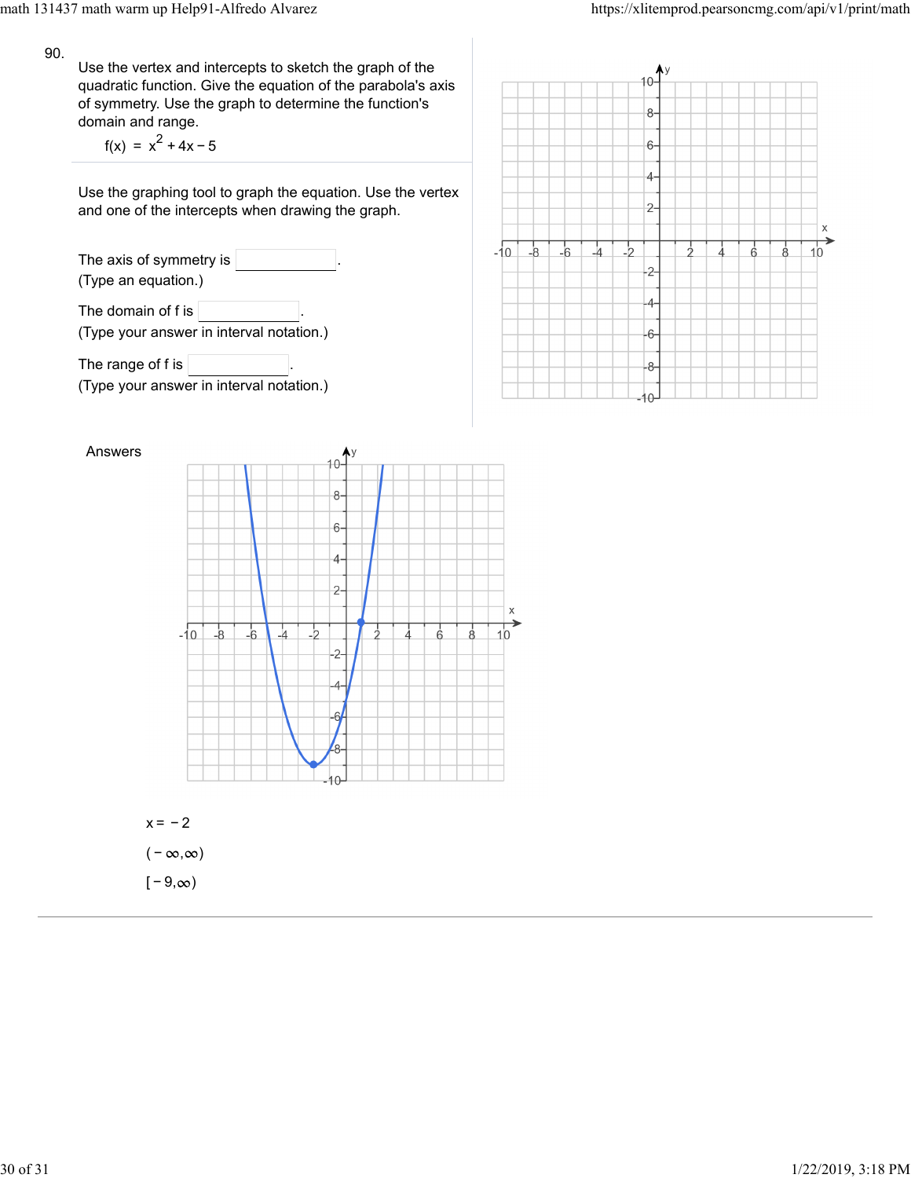90.

Use the vertex and intercepts to sketch the graph of the quadratic function. Give the equation of the parabola's axis of symmetry. Use the graph to determine the function's domain and range.

$$f(x) = x^2 + 4x - 5$$

Use the graphing tool to graph the equation. Use the vertex and one of the intercepts when drawing the graph.

The axis of symmetry is ______.
(Type an equation.)

The domain of f is ______.
(Type your answer in interval notation.)

The range of f is ______.
(Type your answer in interval notation.)

Answers

$x = -2$

$(-\infty, \infty)$

$[-9, \infty)$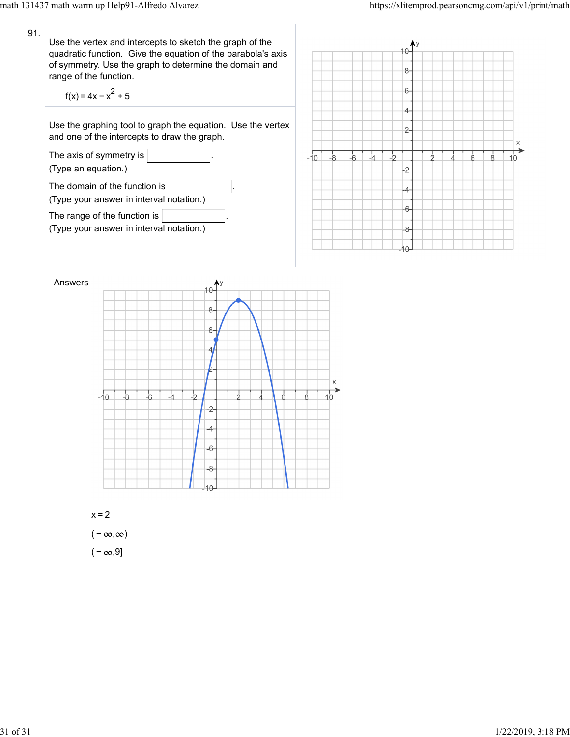91.

Use the vertex and intercepts to sketch the graph of the quadratic function. Give the equation of the parabola's axis of symmetry. Use the graph to determine the domain and range of the function.

$$f(x) = 4x - x^2 + 5$$

Use the graphing tool to graph the equation. Use the vertex and one of the intercepts to draw the graph.

The axis of symmetry is \_\_\_\_\_\_\_\_.
(Type an equation.)

The domain of the function is \_\_\_\_\_\_\_\_.
(Type your answer in interval notation.)

The range of the function is \_\_\_\_\_\_\_\_.
(Type your answer in interval notation.)

y
10
8
6
4
2
-2
-4
-6
-8
-10
x
-10 -8 -6 -4 -2 2 4 6 8 10

Answers

y
10
8
6
4
2
-2
-4
-6
-8
-10
x
-10 -8 -6 -4 -2 2 4 6 8 10

$x = 2$

$(-\infty,\infty)$

$(-\infty,9]$